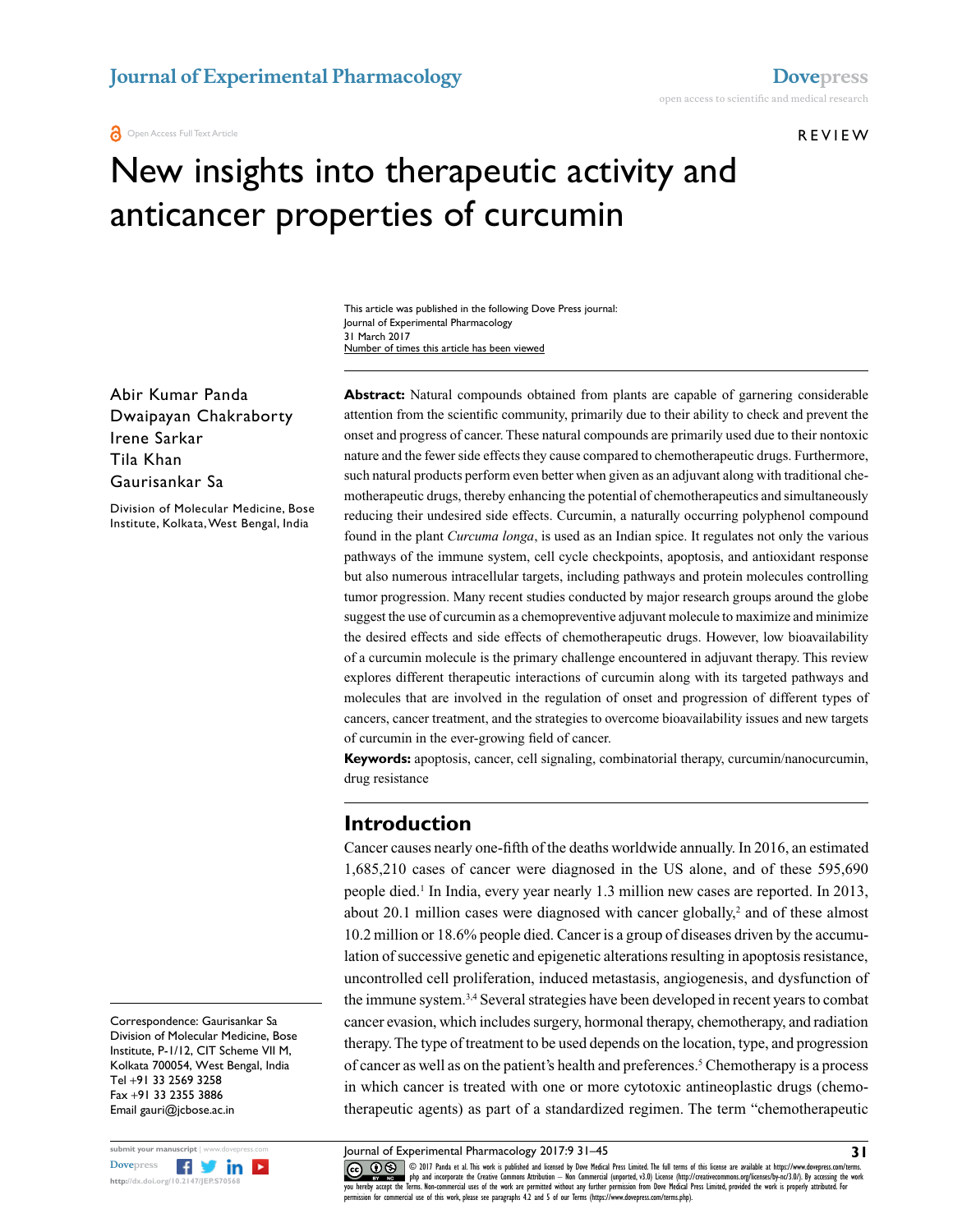REVIEW

# New insights into therapeutic activity and anticancer properties of curcumin

This article was published in the following Dove Press journal:
Journal of Experimental Pharmacology
31 March 2017
Number of times this article has been viewed

Abir Kumar Panda
Dwaipayan Chakraborty
Irene Sarkar
Tila Khan
Gaurisankar Sa

Division of Molecular Medicine, Bose Institute, Kolkata, West Bengal, India

**Abstract:** Natural compounds obtained from plants are capable of garnering considerable attention from the scientific community, primarily due to their ability to check and prevent the onset and progress of cancer. These natural compounds are primarily used due to their nontoxic nature and the fewer side effects they cause compared to chemotherapeutic drugs. Furthermore, such natural products perform even better when given as an adjuvant along with traditional chemotherapeutic drugs, thereby enhancing the potential of chemotherapeutics and simultaneously reducing their undesired side effects. Curcumin, a naturally occurring polyphenol compound found in the plant *Curcuma longa*, is used as an Indian spice. It regulates not only the various pathways of the immune system, cell cycle checkpoints, apoptosis, and antioxidant response but also numerous intracellular targets, including pathways and protein molecules controlling tumor progression. Many recent studies conducted by major research groups around the globe suggest the use of curcumin as a chemopreventive adjuvant molecule to maximize and minimize the desired effects and side effects of chemotherapeutic drugs. However, low bioavailability of a curcumin molecule is the primary challenge encountered in adjuvant therapy. This review explores different therapeutic interactions of curcumin along with its targeted pathways and molecules that are involved in the regulation of onset and progression of different types of cancers, cancer treatment, and the strategies to overcome bioavailability issues and new targets of curcumin in the ever-growing field of cancer.

**Keywords:** apoptosis, cancer, cell signaling, combinatorial therapy, curcumin/nanocurcumin, drug resistance

## Introduction

Cancer causes nearly one-fifth of the deaths worldwide annually. In 2016, an estimated 1,685,210 cases of cancer were diagnosed in the US alone, and of these 595,690 people died.[1] In India, every year nearly 1.3 million new cases are reported. In 2013, about 20.1 million cases were diagnosed with cancer globally,[2] and of these almost 10.2 million or 18.6% people died. Cancer is a group of diseases driven by the accumulation of successive genetic and epigenetic alterations resulting in apoptosis resistance, uncontrolled cell proliferation, induced metastasis, angiogenesis, and dysfunction of the immune system.[3,4] Several strategies have been developed in recent years to combat cancer evasion, which includes surgery, hormonal therapy, chemotherapy, and radiation therapy. The type of treatment to be used depends on the location, type, and progression of cancer as well as on the patient's health and preferences.[5] Chemotherapy is a process in which cancer is treated with one or more cytotoxic antineoplastic drugs (chemotherapeutic agents) as part of a standardized regimen. The term "chemotherapeutic

Correspondence: Gaurisankar Sa
Division of Molecular Medicine, Bose Institute, P-1/12, CIT Scheme VII M, Kolkata 700054, West Bengal, India
Tel +91 33 2569 3258
Fax +91 33 2355 3886
Email gauri@jcbose.ac.in

© 2017 Panda et al. This work is published and licensed by Dove Medical Press Limited. The full terms of this license are available at https://www.dovepress.com/terms.php and incorporate the Creative Commons Attribution – Non Commercial (unported, v3.0) License (http://creativecommons.org/licenses/by-nc/3.0/). By accessing the work you hereby accept the Terms. Non-commercial uses of the work are permitted without any further permission from Dove Medical Press Limited, provided the work is properly attributed. For permission for commercial use of this work, please see paragraphs 4.2 and 5 of our Terms (https://www.dovepress.com/terms.php).

http://dx.doi.org/10.2147/JEP.S70568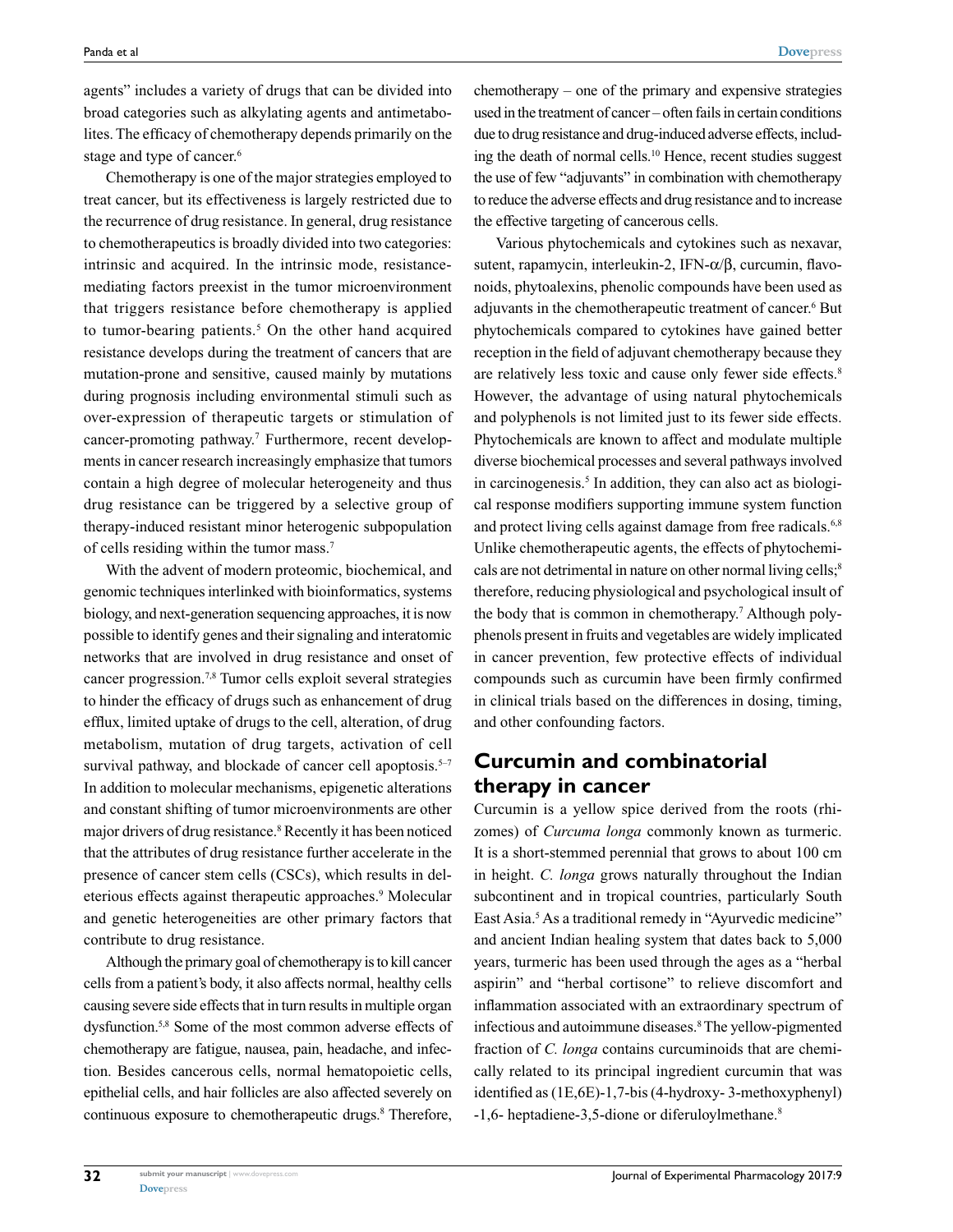agents" includes a variety of drugs that can be divided into broad categories such as alkylating agents and antimetabolites. The efficacy of chemotherapy depends primarily on the stage and type of cancer.[6]

Chemotherapy is one of the major strategies employed to treat cancer, but its effectiveness is largely restricted due to the recurrence of drug resistance. In general, drug resistance to chemotherapeutics is broadly divided into two categories: intrinsic and acquired. In the intrinsic mode, resistance-mediating factors preexist in the tumor microenvironment that triggers resistance before chemotherapy is applied to tumor-bearing patients.[5] On the other hand acquired resistance develops during the treatment of cancers that are mutation-prone and sensitive, caused mainly by mutations during prognosis including environmental stimuli such as over-expression of therapeutic targets or stimulation of cancer-promoting pathway.[7] Furthermore, recent developments in cancer research increasingly emphasize that tumors contain a high degree of molecular heterogeneity and thus drug resistance can be triggered by a selective group of therapy-induced resistant minor heterogenic subpopulation of cells residing within the tumor mass.[7]

With the advent of modern proteomic, biochemical, and genomic techniques interlinked with bioinformatics, systems biology, and next-generation sequencing approaches, it is now possible to identify genes and their signaling and interatomic networks that are involved in drug resistance and onset of cancer progression.[7,8] Tumor cells exploit several strategies to hinder the efficacy of drugs such as enhancement of drug efflux, limited uptake of drugs to the cell, alteration, of drug metabolism, mutation of drug targets, activation of cell survival pathway, and blockade of cancer cell apoptosis.[5–7] In addition to molecular mechanisms, epigenetic alterations and constant shifting of tumor microenvironments are other major drivers of drug resistance.[8] Recently it has been noticed that the attributes of drug resistance further accelerate in the presence of cancer stem cells (CSCs), which results in deleterious effects against therapeutic approaches.[9] Molecular and genetic heterogeneities are other primary factors that contribute to drug resistance.

Although the primary goal of chemotherapy is to kill cancer cells from a patient's body, it also affects normal, healthy cells causing severe side effects that in turn results in multiple organ dysfunction.[5,8] Some of the most common adverse effects of chemotherapy are fatigue, nausea, pain, headache, and infection. Besides cancerous cells, normal hematopoietic cells, epithelial cells, and hair follicles are also affected severely on continuous exposure to chemotherapeutic drugs.[8] Therefore, chemotherapy – one of the primary and expensive strategies used in the treatment of cancer – often fails in certain conditions due to drug resistance and drug-induced adverse effects, including the death of normal cells.[10] Hence, recent studies suggest the use of few "adjuvants" in combination with chemotherapy to reduce the adverse effects and drug resistance and to increase the effective targeting of cancerous cells.

Various phytochemicals and cytokines such as nexavar, sutent, rapamycin, interleukin-2, IFN-$\alpha/\beta$, curcumin, flavonoids, phytoalexins, phenolic compounds have been used as adjuvants in the chemotherapeutic treatment of cancer.[6] But phytochemicals compared to cytokines have gained better reception in the field of adjuvant chemotherapy because they are relatively less toxic and cause only fewer side effects.[8] However, the advantage of using natural phytochemicals and polyphenols is not limited just to its fewer side effects. Phytochemicals are known to affect and modulate multiple diverse biochemical processes and several pathways involved in carcinogenesis.[5] In addition, they can also act as biological response modifiers supporting immune system function and protect living cells against damage from free radicals.[6,8] Unlike chemotherapeutic agents, the effects of phytochemicals are not detrimental in nature on other normal living cells;[8] therefore, reducing physiological and psychological insult of the body that is common in chemotherapy.[7] Although polyphenols present in fruits and vegetables are widely implicated in cancer prevention, few protective effects of individual compounds such as curcumin have been firmly confirmed in clinical trials based on the differences in dosing, timing, and other confounding factors.

## Curcumin and combinatorial therapy in cancer

Curcumin is a yellow spice derived from the roots (rhizomes) of *Curcuma longa* commonly known as turmeric. It is a short-stemmed perennial that grows to about 100 cm in height. *C. longa* grows naturally throughout the Indian subcontinent and in tropical countries, particularly South East Asia.[5] As a traditional remedy in "Ayurvedic medicine" and ancient Indian healing system that dates back to 5,000 years, turmeric has been used through the ages as a "herbal aspirin" and "herbal cortisone" to relieve discomfort and inflammation associated with an extraordinary spectrum of infectious and autoimmune diseases.[8] The yellow-pigmented fraction of *C. longa* contains curcuminoids that are chemically related to its principal ingredient curcumin that was identified as (1E,6E)-1,7-bis (4-hydroxy- 3-methoxyphenyl) -1,6- heptadiene-3,5-dione or diferuloylmethane.[8]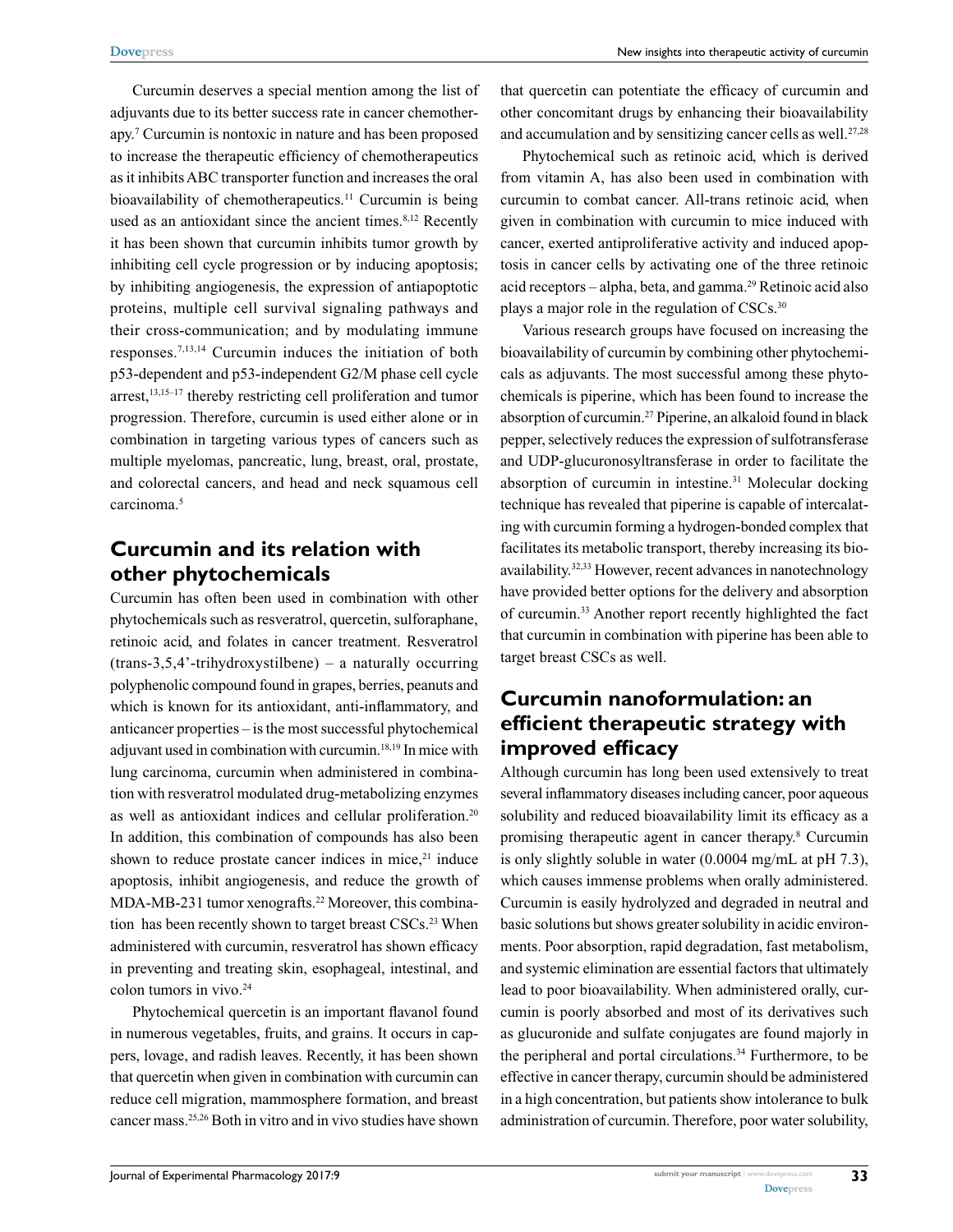Curcumin deserves a special mention among the list of adjuvants due to its better success rate in cancer chemotherapy.[7] Curcumin is nontoxic in nature and has been proposed to increase the therapeutic efficiency of chemotherapeutics as it inhibits ABC transporter function and increases the oral bioavailability of chemotherapeutics.[11] Curcumin is being used as an antioxidant since the ancient times.[8,12] Recently it has been shown that curcumin inhibits tumor growth by inhibiting cell cycle progression or by inducing apoptosis; by inhibiting angiogenesis, the expression of antiapoptotic proteins, multiple cell survival signaling pathways and their cross-communication; and by modulating immune responses.[7,13,14] Curcumin induces the initiation of both p53-dependent and p53-independent G2/M phase cell cycle arrest,[13,15–17] thereby restricting cell proliferation and tumor progression. Therefore, curcumin is used either alone or in combination in targeting various types of cancers such as multiple myelomas, pancreatic, lung, breast, oral, prostate, and colorectal cancers, and head and neck squamous cell carcinoma.[5]

## Curcumin and its relation with other phytochemicals

Curcumin has often been used in combination with other phytochemicals such as resveratrol, quercetin, sulforaphane, retinoic acid, and folates in cancer treatment. Resveratrol (trans-3,5,4'-trihydroxystilbene) – a naturally occurring polyphenolic compound found in grapes, berries, peanuts and which is known for its antioxidant, anti-inflammatory, and anticancer properties – is the most successful phytochemical adjuvant used in combination with curcumin.[18,19] In mice with lung carcinoma, curcumin when administered in combination with resveratrol modulated drug-metabolizing enzymes as well as antioxidant indices and cellular proliferation.[20] In addition, this combination of compounds has also been shown to reduce prostate cancer indices in mice,[21] induce apoptosis, inhibit angiogenesis, and reduce the growth of MDA-MB-231 tumor xenografts.[22] Moreover, this combination has been recently shown to target breast CSCs.[23] When administered with curcumin, resveratrol has shown efficacy in preventing and treating skin, esophageal, intestinal, and colon tumors in vivo.[24]

Phytochemical quercetin is an important flavanol found in numerous vegetables, fruits, and grains. It occurs in capers, lovage, and radish leaves. Recently, it has been shown that quercetin when given in combination with curcumin can reduce cell migration, mammosphere formation, and breast cancer mass.[25,26] Both in vitro and in vivo studies have shown that quercetin can potentiate the efficacy of curcumin and other concomitant drugs by enhancing their bioavailability and accumulation and by sensitizing cancer cells as well.[27,28]

Phytochemical such as retinoic acid, which is derived from vitamin A, has also been used in combination with curcumin to combat cancer. All-trans retinoic acid, when given in combination with curcumin to mice induced with cancer, exerted antiproliferative activity and induced apoptosis in cancer cells by activating one of the three retinoic acid receptors – alpha, beta, and gamma.[29] Retinoic acid also plays a major role in the regulation of CSCs.[30]

Various research groups have focused on increasing the bioavailability of curcumin by combining other phytochemicals as adjuvants. The most successful among these phytochemicals is piperine, which has been found to increase the absorption of curcumin.[27] Piperine, an alkaloid found in black pepper, selectively reduces the expression of sulfotransferase and UDP-glucuronosyltransferase in order to facilitate the absorption of curcumin in intestine.[31] Molecular docking technique has revealed that piperine is capable of intercalating with curcumin forming a hydrogen-bonded complex that facilitates its metabolic transport, thereby increasing its bioavailability.[32,33] However, recent advances in nanotechnology have provided better options for the delivery and absorption of curcumin.[33] Another report recently highlighted the fact that curcumin in combination with piperine has been able to target breast CSCs as well.

## Curcumin nanoformulation: an efficient therapeutic strategy with improved efficacy

Although curcumin has long been used extensively to treat several inflammatory diseases including cancer, poor aqueous solubility and reduced bioavailability limit its efficacy as a promising therapeutic agent in cancer therapy.[8] Curcumin is only slightly soluble in water (0.0004 mg/mL at pH 7.3), which causes immense problems when orally administered. Curcumin is easily hydrolyzed and degraded in neutral and basic solutions but shows greater solubility in acidic environments. Poor absorption, rapid degradation, fast metabolism, and systemic elimination are essential factors that ultimately lead to poor bioavailability. When administered orally, curcumin is poorly absorbed and most of its derivatives such as glucuronide and sulfate conjugates are found majorly in the peripheral and portal circulations.[34] Furthermore, to be effective in cancer therapy, curcumin should be administered in a high concentration, but patients show intolerance to bulk administration of curcumin. Therefore, poor water solubility,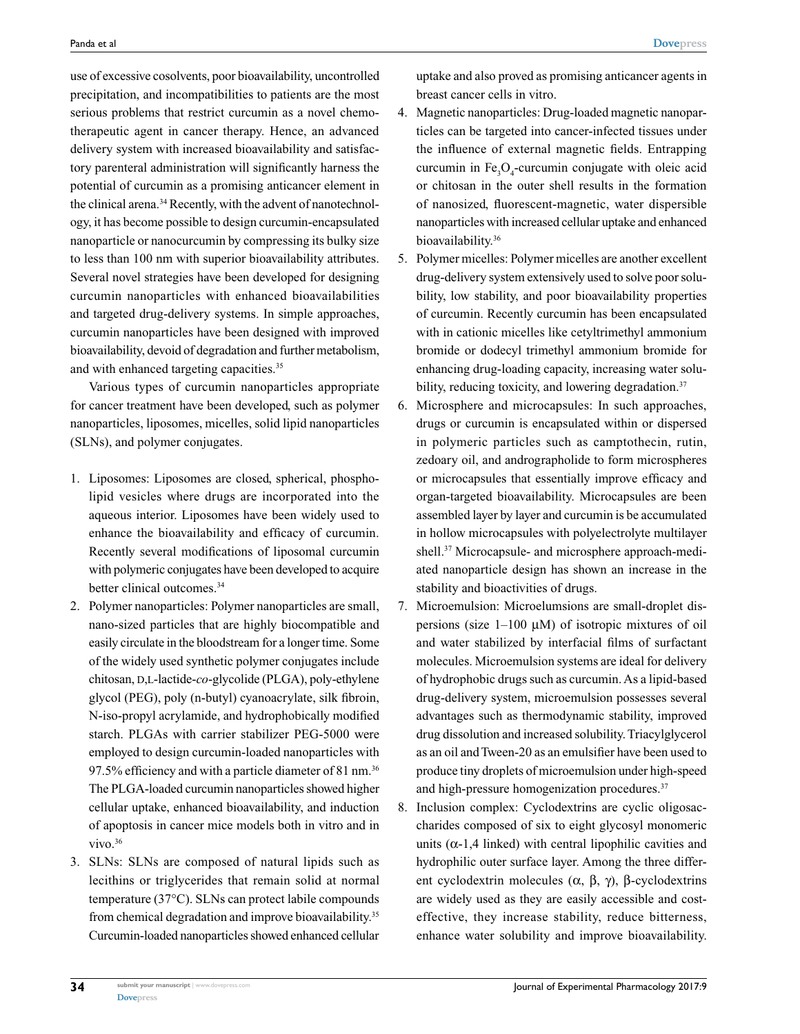use of excessive cosolvents, poor bioavailability, uncontrolled precipitation, and incompatibilities to patients are the most serious problems that restrict curcumin as a novel chemotherapeutic agent in cancer therapy. Hence, an advanced delivery system with increased bioavailability and satisfactory parenteral administration will significantly harness the potential of curcumin as a promising anticancer element in the clinical arena.[34] Recently, with the advent of nanotechnology, it has become possible to design curcumin-encapsulated nanoparticle or nanocurcumin by compressing its bulky size to less than 100 nm with superior bioavailability attributes. Several novel strategies have been developed for designing curcumin nanoparticles with enhanced bioavailabilities and targeted drug-delivery systems. In simple approaches, curcumin nanoparticles have been designed with improved bioavailability, devoid of degradation and further metabolism, and with enhanced targeting capacities.[35]

Various types of curcumin nanoparticles appropriate for cancer treatment have been developed, such as polymer nanoparticles, liposomes, micelles, solid lipid nanoparticles (SLNs), and polymer conjugates.

1. Liposomes: Liposomes are closed, spherical, phospholipid vesicles where drugs are incorporated into the aqueous interior. Liposomes have been widely used to enhance the bioavailability and efficacy of curcumin. Recently several modifications of liposomal curcumin with polymeric conjugates have been developed to acquire better clinical outcomes.[34]
2. Polymer nanoparticles: Polymer nanoparticles are small, nano-sized particles that are highly biocompatible and easily circulate in the bloodstream for a longer time. Some of the widely used synthetic polymer conjugates include chitosan, D,L-lactide-*co*-glycolide (PLGA), poly-ethylene glycol (PEG), poly (n-butyl) cyanoacrylate, silk fibroin, N-iso-propyl acrylamide, and hydrophobically modified starch. PLGAs with carrier stabilizer PEG-5000 were employed to design curcumin-loaded nanoparticles with 97.5% efficiency and with a particle diameter of 81 nm.[36] The PLGA-loaded curcumin nanoparticles showed higher cellular uptake, enhanced bioavailability, and induction of apoptosis in cancer mice models both in vitro and in vivo.[36]
3. SLNs: SLNs are composed of natural lipids such as lecithins or triglycerides that remain solid at normal temperature (37°C). SLNs can protect labile compounds from chemical degradation and improve bioavailability.[35] Curcumin-loaded nanoparticles showed enhanced cellular uptake and also proved as promising anticancer agents in breast cancer cells in vitro.
4. Magnetic nanoparticles: Drug-loaded magnetic nanoparticles can be targeted into cancer-infected tissues under the influence of external magnetic fields. Entrapping curcumin in $Fe_3O_4$-curcumin conjugate with oleic acid or chitosan in the outer shell results in the formation of nanosized, fluorescent-magnetic, water dispersible nanoparticles with increased cellular uptake and enhanced bioavailability.[36]
5. Polymer micelles: Polymer micelles are another excellent drug-delivery system extensively used to solve poor solubility, low stability, and poor bioavailability properties of curcumin. Recently curcumin has been encapsulated with in cationic micelles like cetyltrimethyl ammonium bromide or dodecyl trimethyl ammonium bromide for enhancing drug-loading capacity, increasing water solubility, reducing toxicity, and lowering degradation.[37]
6. Microsphere and microcapsules: In such approaches, drugs or curcumin is encapsulated within or dispersed in polymeric particles such as camptothecin, rutin, zedoary oil, and andrographolide to form microspheres or microcapsules that essentially improve efficacy and organ-targeted bioavailability. Microcapsules are been assembled layer by layer and curcumin is be accumulated in hollow microcapsules with polyelectrolyte multilayer shell.[37] Microcapsule- and microsphere approach-mediated nanoparticle design has shown an increase in the stability and bioactivities of drugs.
7. Microemulsion: Microelumsions are small-droplet dispersions (size 1–100 μM) of isotropic mixtures of oil and water stabilized by interfacial films of surfactant molecules. Microemulsion systems are ideal for delivery of hydrophobic drugs such as curcumin. As a lipid-based drug-delivery system, microemulsion possesses several advantages such as thermodynamic stability, improved drug dissolution and increased solubility. Triacylglycerol as an oil and Tween-20 as an emulsifier have been used to produce tiny droplets of microemulsion under high-speed and high-pressure homogenization procedures.[37]
8. Inclusion complex: Cyclodextrins are cyclic oligosaccharides composed of six to eight glycosyl monomeric units (α-1,4 linked) with central lipophilic cavities and hydrophilic outer surface layer. Among the three different cyclodextrin molecules (α, β, γ), β-cyclodextrins are widely used as they are easily accessible and cost-effective, they increase stability, reduce bitterness, enhance water solubility and improve bioavailability.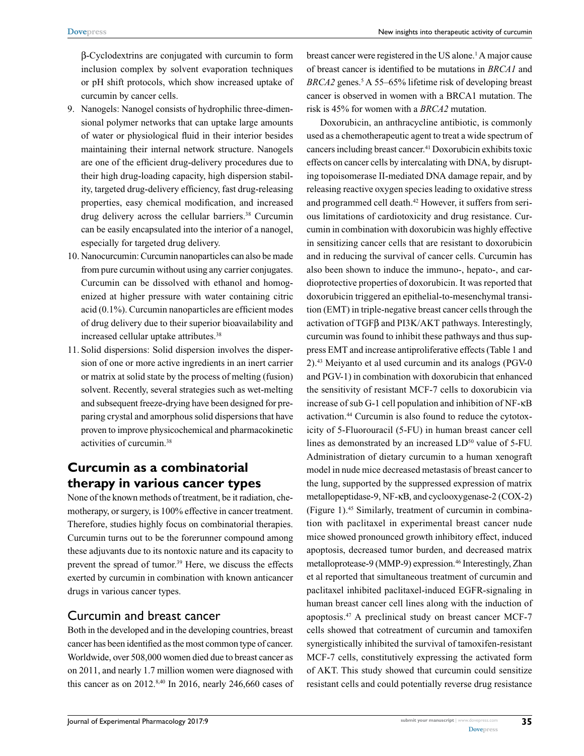β-Cyclodextrins are conjugated with curcumin to form inclusion complex by solvent evaporation techniques or pH shift protocols, which show increased uptake of curcumin by cancer cells.

9. Nanogels: Nanogel consists of hydrophilic three-dimensional polymer networks that can uptake large amounts of water or physiological fluid in their interior besides maintaining their internal network structure. Nanogels are one of the efficient drug-delivery procedures due to their high drug-loading capacity, high dispersion stability, targeted drug-delivery efficiency, fast drug-releasing properties, easy chemical modification, and increased drug delivery across the cellular barriers.[38] Curcumin can be easily encapsulated into the interior of a nanogel, especially for targeted drug delivery.
10. Nanocurcumin: Curcumin nanoparticles can also be made from pure curcumin without using any carrier conjugates. Curcumin can be dissolved with ethanol and homogenized at higher pressure with water containing citric acid (0.1%). Curcumin nanoparticles are efficient modes of drug delivery due to their superior bioavailability and increased cellular uptake attributes.[38]
11. Solid dispersions: Solid dispersion involves the dispersion of one or more active ingredients in an inert carrier or matrix at solid state by the process of melting (fusion) solvent. Recently, several strategies such as wet-melting and subsequent freeze-drying have been designed for preparing crystal and amorphous solid dispersions that have proven to improve physicochemical and pharmacokinetic activities of curcumin.[38]

## Curcumin as a combinatorial therapy in various cancer types

None of the known methods of treatment, be it radiation, chemotherapy, or surgery, is 100% effective in cancer treatment. Therefore, studies highly focus on combinatorial therapies. Curcumin turns out to be the forerunner compound among these adjuvants due to its nontoxic nature and its capacity to prevent the spread of tumor.[39] Here, we discuss the effects exerted by curcumin in combination with known anticancer drugs in various cancer types.

### Curcumin and breast cancer

Both in the developed and in the developing countries, breast cancer has been identified as the most common type of cancer. Worldwide, over 508,000 women died due to breast cancer as on 2011, and nearly 1.7 million women were diagnosed with this cancer as on 2012.[8,40] In 2016, nearly 246,660 cases of breast cancer were registered in the US alone.[1] A major cause of breast cancer is identified to be mutations in *BRCA1* and *BRCA2* genes.[5] A 55–65% lifetime risk of developing breast cancer is observed in women with a BRCA1 mutation. The risk is 45% for women with a *BRCA2* mutation.

Doxorubicin, an anthracycline antibiotic, is commonly used as a chemotherapeutic agent to treat a wide spectrum of cancers including breast cancer.[41] Doxorubicin exhibits toxic effects on cancer cells by intercalating with DNA, by disrupting topoisomerase II-mediated DNA damage repair, and by releasing reactive oxygen species leading to oxidative stress and programmed cell death.[42] However, it suffers from serious limitations of cardiotoxicity and drug resistance. Curcumin in combination with doxorubicin was highly effective in sensitizing cancer cells that are resistant to doxorubicin and in reducing the survival of cancer cells. Curcumin has also been shown to induce the immuno-, hepato-, and cardioprotective properties of doxorubicin. It was reported that doxorubicin triggered an epithelial-to-mesenchymal transition (EMT) in triple-negative breast cancer cells through the activation of TGFβ and PI3K/AKT pathways. Interestingly, curcumin was found to inhibit these pathways and thus suppress EMT and increase antiproliferative effects (Table 1 and 2).[43] Meiyanto et al used curcumin and its analogs (PGV-0 and PGV-1) in combination with doxorubicin that enhanced the sensitivity of resistant MCF-7 cells to doxorubicin via increase of sub G-1 cell population and inhibition of NF-κB activation.[44] Curcumin is also found to reduce the cytotoxicity of 5-Fluorouracil (5-FU) in human breast cancer cell lines as demonstrated by an increased $LD^{50}$ value of 5-FU. Administration of dietary curcumin to a human xenograft model in nude mice decreased metastasis of breast cancer to the lung, supported by the suppressed expression of matrix metallopeptidase-9, NF-κB, and cyclooxygenase-2 (COX-2) (Figure 1).[45] Similarly, treatment of curcumin in combination with paclitaxel in experimental breast cancer nude mice showed pronounced growth inhibitory effect, induced apoptosis, decreased tumor burden, and decreased matrix metalloprotease-9 (MMP-9) expression.[46] Interestingly, Zhan et al reported that simultaneous treatment of curcumin and paclitaxel inhibited paclitaxel-induced EGFR-signaling in human breast cancer cell lines along with the induction of apoptosis.[47] A preclinical study on breast cancer MCF-7 cells showed that cotreatment of curcumin and tamoxifen synergistically inhibited the survival of tamoxifen-resistant MCF-7 cells, constitutively expressing the activated form of AKT. This study showed that curcumin could sensitize resistant cells and could potentially reverse drug resistance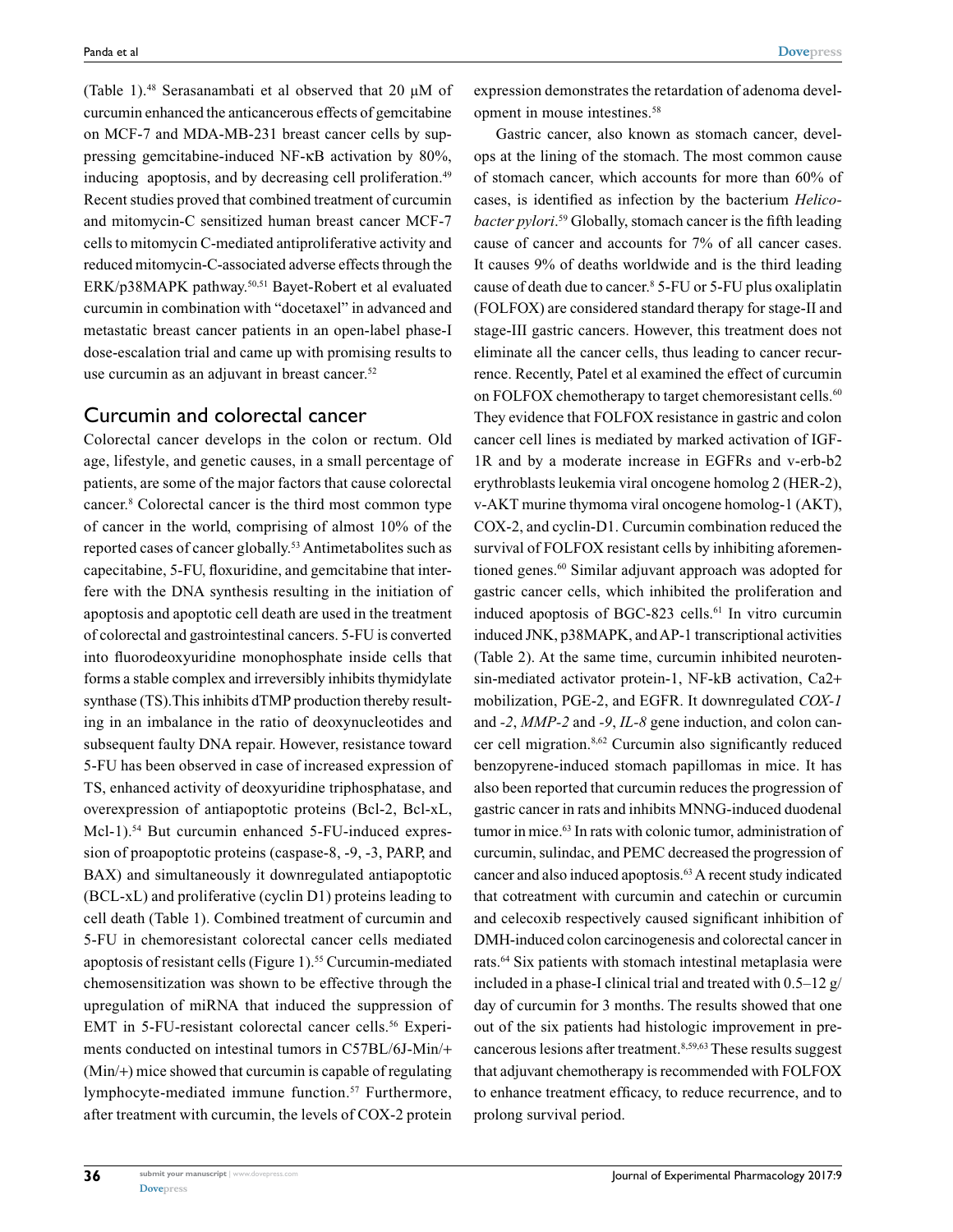(Table 1).[48] Serasanambati et al observed that 20 μM of curcumin enhanced the anticancerous effects of gemcitabine on MCF-7 and MDA-MB-231 breast cancer cells by suppressing gemcitabine-induced NF-κB activation by 80%, inducing apoptosis, and by decreasing cell proliferation.[49] Recent studies proved that combined treatment of curcumin and mitomycin-C sensitized human breast cancer MCF-7 cells to mitomycin C-mediated antiproliferative activity and reduced mitomycin-C-associated adverse effects through the ERK/p38MAPK pathway.[50,51] Bayet-Robert et al evaluated curcumin in combination with "docetaxel" in advanced and metastatic breast cancer patients in an open-label phase-I dose-escalation trial and came up with promising results to use curcumin as an adjuvant in breast cancer.[52]

## Curcumin and colorectal cancer

Colorectal cancer develops in the colon or rectum. Old age, lifestyle, and genetic causes, in a small percentage of patients, are some of the major factors that cause colorectal cancer.[8] Colorectal cancer is the third most common type of cancer in the world, comprising of almost 10% of the reported cases of cancer globally.[53] Antimetabolites such as capecitabine, 5-FU, floxuridine, and gemcitabine that interfere with the DNA synthesis resulting in the initiation of apoptosis and apoptotic cell death are used in the treatment of colorectal and gastrointestinal cancers. 5-FU is converted into fluorodeoxyuridine monophosphate inside cells that forms a stable complex and irreversibly inhibits thymidylate synthase (TS).This inhibits dTMP production thereby resulting in an imbalance in the ratio of deoxynucleotides and subsequent faulty DNA repair. However, resistance toward 5-FU has been observed in case of increased expression of TS, enhanced activity of deoxyuridine triphosphatase, and overexpression of antiapoptotic proteins (Bcl-2, Bcl-xL, Mcl-1).[54] But curcumin enhanced 5-FU-induced expression of proapoptotic proteins (caspase-8, -9, -3, PARP, and BAX) and simultaneously it downregulated antiapoptotic (BCL-xL) and proliferative (cyclin D1) proteins leading to cell death (Table 1). Combined treatment of curcumin and 5-FU in chemoresistant colorectal cancer cells mediated apoptosis of resistant cells (Figure 1).[55] Curcumin-mediated chemosensitization was shown to be effective through the upregulation of miRNA that induced the suppression of EMT in 5-FU-resistant colorectal cancer cells.[56] Experiments conducted on intestinal tumors in C57BL/6J-Min/+ (Min/+) mice showed that curcumin is capable of regulating lymphocyte-mediated immune function.[57] Furthermore, after treatment with curcumin, the levels of COX-2 protein expression demonstrates the retardation of adenoma development in mouse intestines.[58]

Gastric cancer, also known as stomach cancer, develops at the lining of the stomach. The most common cause of stomach cancer, which accounts for more than 60% of cases, is identified as infection by the bacterium *Helicobacter pylori*.[59] Globally, stomach cancer is the fifth leading cause of cancer and accounts for 7% of all cancer cases. It causes 9% of deaths worldwide and is the third leading cause of death due to cancer.[8] 5-FU or 5-FU plus oxaliplatin (FOLFOX) are considered standard therapy for stage-II and stage-III gastric cancers. However, this treatment does not eliminate all the cancer cells, thus leading to cancer recurrence. Recently, Patel et al examined the effect of curcumin on FOLFOX chemotherapy to target chemoresistant cells.[60] They evidence that FOLFOX resistance in gastric and colon cancer cell lines is mediated by marked activation of IGF-1R and by a moderate increase in EGFRs and v-erb-b2 erythroblasts leukemia viral oncogene homolog 2 (HER-2), v-AKT murine thymoma viral oncogene homolog-1 (AKT), COX-2, and cyclin-D1. Curcumin combination reduced the survival of FOLFOX resistant cells by inhibiting aforementioned genes.[60] Similar adjuvant approach was adopted for gastric cancer cells, which inhibited the proliferation and induced apoptosis of BGC-823 cells.[61] In vitro curcumin induced JNK, p38MAPK, and AP-1 transcriptional activities (Table 2). At the same time, curcumin inhibited neurotensin-mediated activator protein-1, NF-kB activation, $Ca^{2+}$ mobilization, PGE-2, and EGFR. It downregulated *COX-1* and *-2*, *MMP-2* and *-9*, *IL-8* gene induction, and colon cancer cell migration.[8,62] Curcumin also significantly reduced benzopyrene-induced stomach papillomas in mice. It has also been reported that curcumin reduces the progression of gastric cancer in rats and inhibits MNNG-induced duodenal tumor in mice.[63] In rats with colonic tumor, administration of curcumin, sulindac, and PEMC decreased the progression of cancer and also induced apoptosis.[63] A recent study indicated that cotreatment with curcumin and catechin or curcumin and celecoxib respectively caused significant inhibition of DMH-induced colon carcinogenesis and colorectal cancer in rats.[64] Six patients with stomach intestinal metaplasia were included in a phase-I clinical trial and treated with 0.5–12 g/day of curcumin for 3 months. The results showed that one out of the six patients had histologic improvement in precancerous lesions after treatment.[8,59,63] These results suggest that adjuvant chemotherapy is recommended with FOLFOX to enhance treatment efficacy, to reduce recurrence, and to prolong survival period.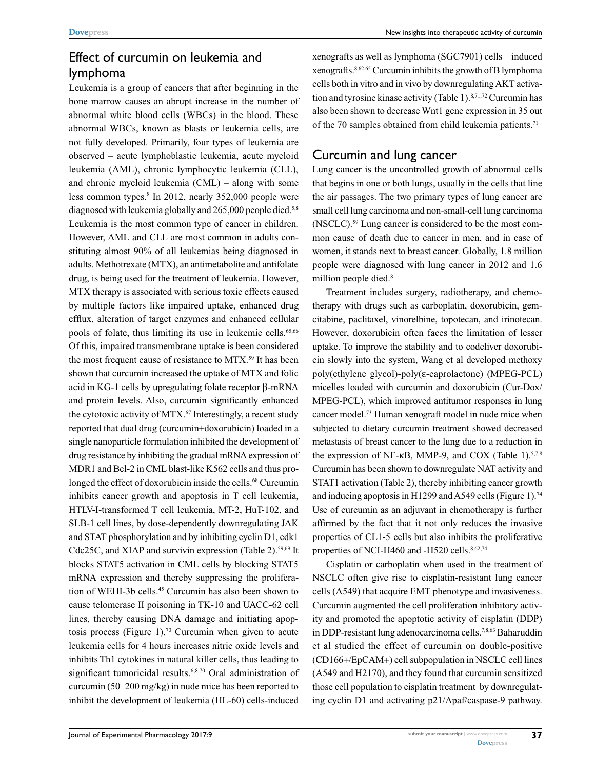## Effect of curcumin on leukemia and lymphoma

Leukemia is a group of cancers that after beginning in the bone marrow causes an abrupt increase in the number of abnormal white blood cells (WBCs) in the blood. These abnormal WBCs, known as blasts or leukemia cells, are not fully developed. Primarily, four types of leukemia are observed – acute lymphoblastic leukemia, acute myeloid leukemia (AML), chronic lymphocytic leukemia (CLL), and chronic myeloid leukemia (CML) – along with some less common types.[8] In 2012, nearly 352,000 people were diagnosed with leukemia globally and 265,000 people died.[5,8] Leukemia is the most common type of cancer in children. However, AML and CLL are most common in adults constituting almost 90% of all leukemias being diagnosed in adults. Methotrexate (MTX), an antimetabolite and antifolate drug, is being used for the treatment of leukemia. However, MTX therapy is associated with serious toxic effects caused by multiple factors like impaired uptake, enhanced drug efflux, alteration of target enzymes and enhanced cellular pools of folate, thus limiting its use in leukemic cells.[65,66] Of this, impaired transmembrane uptake is been considered the most frequent cause of resistance to MTX.[59] It has been shown that curcumin increased the uptake of MTX and folic acid in KG-1 cells by upregulating folate receptor β-mRNA and protein levels. Also, curcumin significantly enhanced the cytotoxic activity of MTX.[67] Interestingly, a recent study reported that dual drug (curcumin+doxorubicin) loaded in a single nanoparticle formulation inhibited the development of drug resistance by inhibiting the gradual mRNA expression of MDR1 and Bcl-2 in CML blast-like K562 cells and thus prolonged the effect of doxorubicin inside the cells.[68] Curcumin inhibits cancer growth and apoptosis in T cell leukemia, HTLV-I-transformed T cell leukemia, MT-2, HuT-102, and SLB-1 cell lines, by dose-dependently downregulating JAK and STAT phosphorylation and by inhibiting cyclin D1, cdk1 Cdc25C, and XIAP and survivin expression (Table 2).[59,69] It blocks STAT5 activation in CML cells by blocking STAT5 mRNA expression and thereby suppressing the proliferation of WEHI-3b cells.[45] Curcumin has also been shown to cause telomerase II poisoning in TK-10 and UACC-62 cell lines, thereby causing DNA damage and initiating apoptosis process (Figure 1).[70] Curcumin when given to acute leukemia cells for 4 hours increases nitric oxide levels and inhibits Th1 cytokines in natural killer cells, thus leading to significant tumoricidal results.[6,8,70] Oral administration of curcumin (50–200 mg/kg) in nude mice has been reported to inhibit the development of leukemia (HL-60) cells-induced xenografts as well as lymphoma (SGC7901) cells – induced xenografts.[8,62,65] Curcumin inhibits the growth of B lymphoma cells both in vitro and in vivo by downregulating AKT activation and tyrosine kinase activity (Table 1).[8,71,72] Curcumin has also been shown to decrease Wnt1 gene expression in 35 out of the 70 samples obtained from child leukemia patients.[71]

## Curcumin and lung cancer

Lung cancer is the uncontrolled growth of abnormal cells that begins in one or both lungs, usually in the cells that line the air passages. The two primary types of lung cancer are small cell lung carcinoma and non-small-cell lung carcinoma (NSCLC).[59] Lung cancer is considered to be the most common cause of death due to cancer in men, and in case of women, it stands next to breast cancer. Globally, 1.8 million people were diagnosed with lung cancer in 2012 and 1.6 million people died.[8]

Treatment includes surgery, radiotherapy, and chemotherapy with drugs such as carboplatin, doxorubicin, gemcitabine, paclitaxel, vinorelbine, topotecan, and irinotecan. However, doxorubicin often faces the limitation of lesser uptake. To improve the stability and to codeliver doxorubicin slowly into the system, Wang et al developed methoxy poly(ethylene glycol)-poly(ε-caprolactone) (MPEG-PCL) micelles loaded with curcumin and doxorubicin (Cur-Dox/MPEG-PCL), which improved antitumor responses in lung cancer model.[73] Human xenograft model in nude mice when subjected to dietary curcumin treatment showed decreased metastasis of breast cancer to the lung due to a reduction in the expression of NF-κB, MMP-9, and COX (Table 1).[5,7,8] Curcumin has been shown to downregulate NAT activity and STAT1 activation (Table 2), thereby inhibiting cancer growth and inducing apoptosis in H1299 and A549 cells (Figure 1).[74] Use of curcumin as an adjuvant in chemotherapy is further affirmed by the fact that it not only reduces the invasive properties of CL1-5 cells but also inhibits the proliferative properties of NCI-H460 and -H520 cells.[8,62,74]

Cisplatin or carboplatin when used in the treatment of NSCLC often give rise to cisplatin-resistant lung cancer cells (A549) that acquire EMT phenotype and invasiveness. Curcumin augmented the cell proliferation inhibitory activity and promoted the apoptotic activity of cisplatin (DDP) in DDP-resistant lung adenocarcinoma cells.[7,8,63] Baharuddin et al studied the effect of curcumin on double-positive (CD166+/EpCAM+) cell subpopulation in NSCLC cell lines (A549 and H2170), and they found that curcumin sensitized those cell population to cisplatin treatment by downregulating cyclin D1 and activating p21/Apaf/caspase-9 pathway.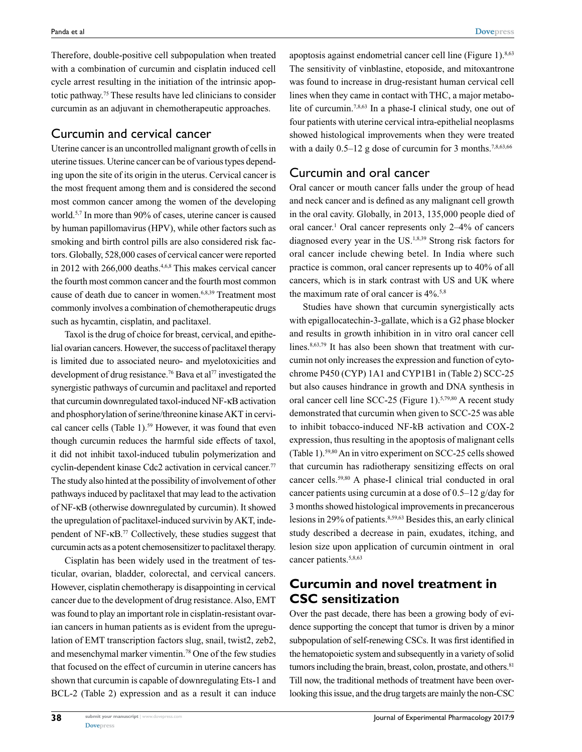Therefore, double-positive cell subpopulation when treated with a combination of curcumin and cisplatin induced cell cycle arrest resulting in the initiation of the intrinsic apoptotic pathway.[75] These results have led clinicians to consider curcumin as an adjuvant in chemotherapeutic approaches.

## Curcumin and cervical cancer

Uterine cancer is an uncontrolled malignant growth of cells in uterine tissues. Uterine cancer can be of various types depending upon the site of its origin in the uterus. Cervical cancer is the most frequent among them and is considered the second most common cancer among the women of the developing world.[5,7] In more than 90% of cases, uterine cancer is caused by human papillomavirus (HPV), while other factors such as smoking and birth control pills are also considered risk factors. Globally, 528,000 cases of cervical cancer were reported in 2012 with 266,000 deaths.[4,6,8] This makes cervical cancer the fourth most common cancer and the fourth most common cause of death due to cancer in women.[6,8,39] Treatment most commonly involves a combination of chemotherapeutic drugs such as hycamtin, cisplatin, and paclitaxel.

Taxol is the drug of choice for breast, cervical, and epithelial ovarian cancers. However, the success of paclitaxel therapy is limited due to associated neuro- and myelotoxicities and development of drug resistance.[76] Bava et al[77] investigated the synergistic pathways of curcumin and paclitaxel and reported that curcumin downregulated taxol-induced NF-κB activation and phosphorylation of serine/threonine kinase AKT in cervical cancer cells (Table 1).[59] However, it was found that even though curcumin reduces the harmful side effects of taxol, it did not inhibit taxol-induced tubulin polymerization and cyclin-dependent kinase Cdc2 activation in cervical cancer.[77] The study also hinted at the possibility of involvement of other pathways induced by paclitaxel that may lead to the activation of NF-κB (otherwise downregulated by curcumin). It showed the upregulation of paclitaxel-induced survivin by AKT, independent of NF-κB.[77] Collectively, these studies suggest that curcumin acts as a potent chemosensitizer to paclitaxel therapy.

Cisplatin has been widely used in the treatment of testicular, ovarian, bladder, colorectal, and cervical cancers. However, cisplatin chemotherapy is disappointing in cervical cancer due to the development of drug resistance. Also, EMT was found to play an important role in cisplatin-resistant ovarian cancers in human patients as is evident from the upregulation of EMT transcription factors slug, snail, twist2, zeb2, and mesenchymal marker vimentin.[78] One of the few studies that focused on the effect of curcumin in uterine cancers has shown that curcumin is capable of downregulating Ets-1 and BCL-2 (Table 2) expression and as a result it can induce apoptosis against endometrial cancer cell line (Figure 1).[8,63] The sensitivity of vinblastine, etoposide, and mitoxantrone was found to increase in drug-resistant human cervical cell lines when they came in contact with THC, a major metabolite of curcumin.[7,8,63] In a phase-I clinical study, one out of four patients with uterine cervical intra-epithelial neoplasms showed histological improvements when they were treated with a daily 0.5–12 g dose of curcumin for 3 months.[7,8,63,66]

## Curcumin and oral cancer

Oral cancer or mouth cancer falls under the group of head and neck cancer and is defined as any malignant cell growth in the oral cavity. Globally, in 2013, 135,000 people died of oral cancer.[1] Oral cancer represents only 2–4% of cancers diagnosed every year in the US.[1,8,39] Strong risk factors for oral cancer include chewing betel. In India where such practice is common, oral cancer represents up to 40% of all cancers, which is in stark contrast with US and UK where the maximum rate of oral cancer is 4%.[5,8]

Studies have shown that curcumin synergistically acts with epigallocatechin-3-gallate, which is a G2 phase blocker and results in growth inhibition in in vitro oral cancer cell lines.[8,63,79] It has also been shown that treatment with curcumin not only increases the expression and function of cytochrome P450 (CYP) 1A1 and CYP1B1 in (Table 2) SCC-25 but also causes hindrance in growth and DNA synthesis in oral cancer cell line SCC-25 (Figure 1).[5,79,80] A recent study demonstrated that curcumin when given to SCC-25 was able to inhibit tobacco-induced NF-kB activation and COX-2 expression, thus resulting in the apoptosis of malignant cells (Table 1).[59,80] An in vitro experiment on SCC-25 cells showed that curcumin has radiotherapy sensitizing effects on oral cancer cells.[59,80] A phase-I clinical trial conducted in oral cancer patients using curcumin at a dose of 0.5–12 g/day for 3 months showed histological improvements in precancerous lesions in 29% of patients.[8,59,63] Besides this, an early clinical study described a decrease in pain, exudates, itching, and lesion size upon application of curcumin ointment in oral cancer patients.[5,8,63]

## Curcumin and novel treatment in CSC sensitization

Over the past decade, there has been a growing body of evidence supporting the concept that tumor is driven by a minor subpopulation of self-renewing CSCs. It was first identified in the hematopoietic system and subsequently in a variety of solid tumors including the brain, breast, colon, prostate, and others.[81] Till now, the traditional methods of treatment have been overlooking this issue, and the drug targets are mainly the non-CSC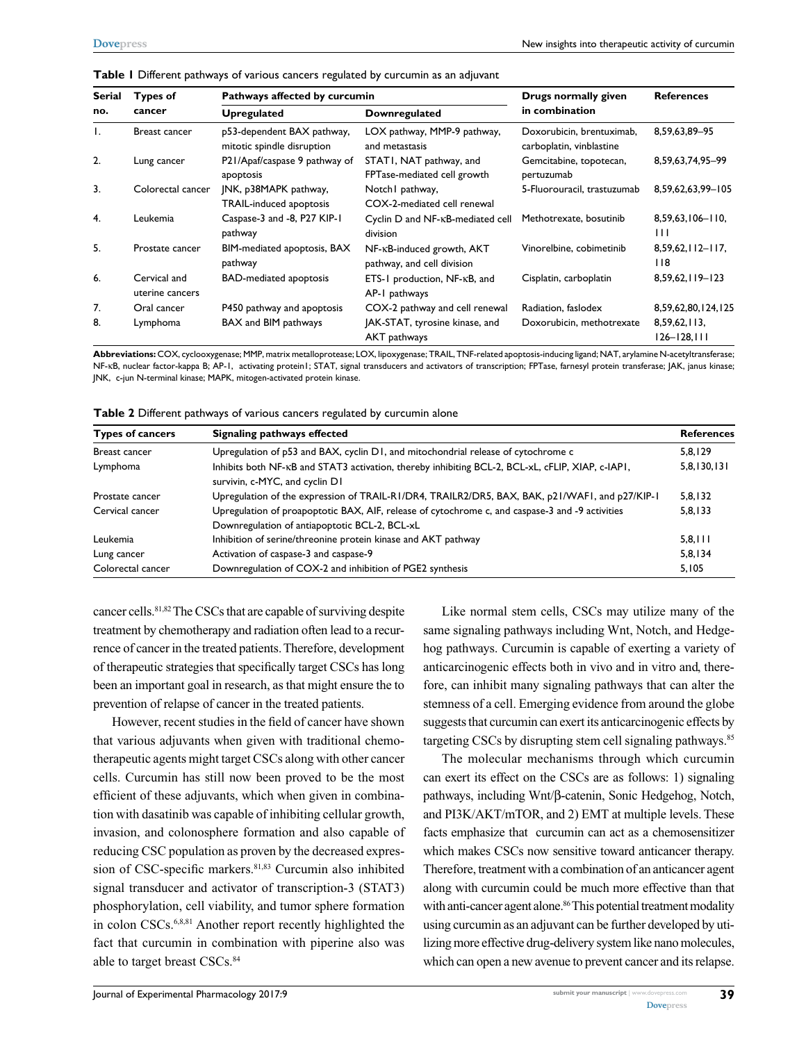**Table 1** Different pathways of various cancers regulated by curcumin as an adjuvant

| Serial no. | Types of cancer | Pathways affected by curcumin | | Drugs normally given in combination | References |
|---|---|---|---|---|---|
| | | Upregulated | Downregulated | | |
| 1. | Breast cancer | p53-dependent BAX pathway, mitotic spindle disruption | LOX pathway, MMP-9 pathway, and metastasis | Doxorubicin, brentuximab, carboplatin, vinblastine | 8,59,63,89–95 |
| 2. | Lung cancer | P21/Apaf/caspase 9 pathway of apoptosis | STAT1, NAT pathway, and FPTase-mediated cell growth | Gemcitabine, topotecan, pertuzumab | 8,59,63,74,95–99 |
| 3. | Colorectal cancer | JNK, p38MAPK pathway, TRAIL-induced apoptosis | Notch1 pathway, COX-2-mediated cell renewal | 5-Fluorouracil, trastuzumab | 8,59,62,63,99–105 |
| 4. | Leukemia | Caspase-3 and -8, P27 KIP-1 pathway | Cyclin D and NF-κB-mediated cell division | Methotrexate, bosutinib | 8,59,63,106–110, 111 |
| 5. | Prostate cancer | BIM-mediated apoptosis, BAX pathway | NF-κB-induced growth, AKT pathway, and cell division | Vinorelbine, cobimetinib | 8,59,62,112–117, 118 |
| 6. | Cervical and uterine cancers | BAD-mediated apoptosis | ETS-1 production, NF-κB, and AP-1 pathways | Cisplatin, carboplatin | 8,59,62,119–123 |
| 7. | Oral cancer | P450 pathway and apoptosis | COX-2 pathway and cell renewal | Radiation, faslodex | 8,59,62,80,124,125 |
| 8. | Lymphoma | BAX and BIM pathways | JAK-STAT, tyrosine kinase, and AKT pathways | Doxorubicin, methotrexate | 8,59,62,113, 126–128,111 |

**Abbreviations:** COX, cyclooxygenase; MMP, matrix metalloprotease; LOX, lipoxygenase; TRAIL, TNF-related apoptosis-inducing ligand; NAT, arylamine N-acetyltransferase; NF-κB, nuclear factor-kappa B; AP-1, activating protein1; STAT, signal transducers and activators of transcription; FPTase, farnesyl protein transferase; JAK, janus kinase; JNK, c-jun N-terminal kinase; MAPK, mitogen-activated protein kinase.

**Table 2** Different pathways of various cancers regulated by curcumin alone

| Types of cancers | Signaling pathways effected | References |
|---|---|---|
| Breast cancer | Upregulation of p53 and BAX, cyclin D1, and mitochondrial release of cytochrome c | 5,8,129 |
| Lymphoma | Inhibits both NF-κB and STAT3 activation, thereby inhibiting BCL-2, BCL-xL, cFLIP, XIAP, c-IAP1, survivin, c-MYC, and cyclin D1 | 5,8,130,131 |
| Prostate cancer | Upregulation of the expression of TRAIL-R1/DR4, TRAILR2/DR5, BAX, BAK, p21/WAF1, and p27/KIP-1 | 5,8,132 |
| Cervical cancer | Upregulation of proapoptotic BAX, AIF, release of cytochrome c, and caspase-3 and -9 activities Downregulation of antiapoptotic BCL-2, BCL-xL | 5,8,133 |
| Leukemia | Inhibition of serine/threonine protein kinase and AKT pathway | 5,8,111 |
| Lung cancer | Activation of caspase-3 and caspase-9 | 5,8,134 |
| Colorectal cancer | Downregulation of COX-2 and inhibition of PGE2 synthesis | 5,105 |

cancer cells.[81,82] The CSCs that are capable of surviving despite treatment by chemotherapy and radiation often lead to a recurrence of cancer in the treated patients. Therefore, development of therapeutic strategies that specifically target CSCs has long been an important goal in research, as that might ensure the to prevention of relapse of cancer in the treated patients.

However, recent studies in the field of cancer have shown that various adjuvants when given with traditional chemotherapeutic agents might target CSCs along with other cancer cells. Curcumin has still now been proved to be the most efficient of these adjuvants, which when given in combination with dasatinib was capable of inhibiting cellular growth, invasion, and colonosphere formation and also capable of reducing CSC population as proven by the decreased expression of CSC-specific markers.[81,83] Curcumin also inhibited signal transducer and activator of transcription-3 (STAT3) phosphorylation, cell viability, and tumor sphere formation in colon CSCs.[6,8,81] Another report recently highlighted the fact that curcumin in combination with piperine also was able to target breast CSCs.[84]

Like normal stem cells, CSCs may utilize many of the same signaling pathways including Wnt, Notch, and Hedgehog pathways. Curcumin is capable of exerting a variety of anticarcinogenic effects both in vivo and in vitro and, therefore, can inhibit many signaling pathways that can alter the stemness of a cell. Emerging evidence from around the globe suggests that curcumin can exert its anticarcinogenic effects by targeting CSCs by disrupting stem cell signaling pathways.[85]

The molecular mechanisms through which curcumin can exert its effect on the CSCs are as follows: 1) signaling pathways, including Wnt/β-catenin, Sonic Hedgehog, Notch, and PI3K/AKT/mTOR, and 2) EMT at multiple levels. These facts emphasize that curcumin can act as a chemosensitizer which makes CSCs now sensitive toward anticancer therapy. Therefore, treatment with a combination of an anticancer agent along with curcumin could be much more effective than that with anti-cancer agent alone.[86] This potential treatment modality using curcumin as an adjuvant can be further developed by utilizing more effective drug-delivery system like nano molecules, which can open a new avenue to prevent cancer and its relapse.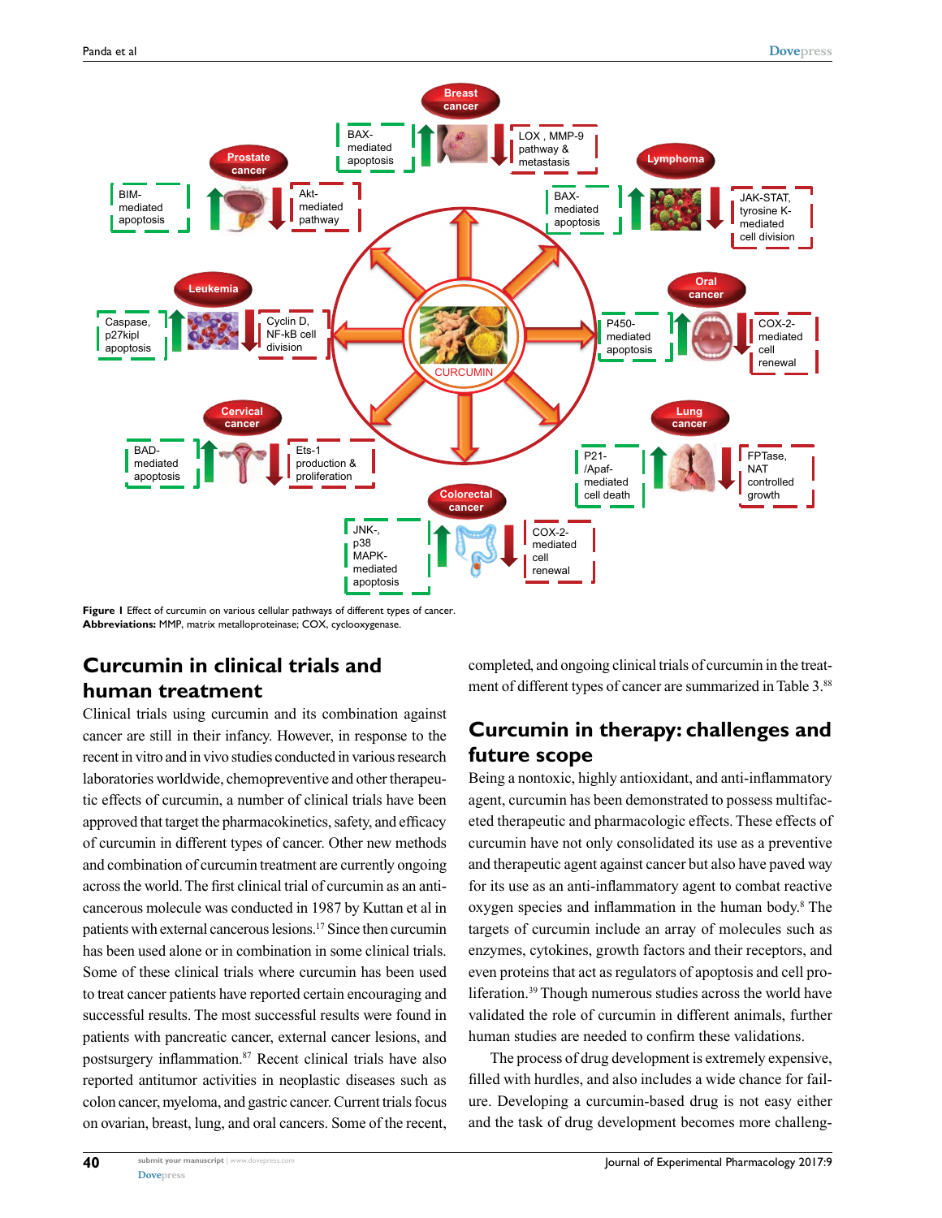**Figure 1** Effect of curcumin on various cellular pathways of different types of cancer.
**Abbreviations:** MMP, matrix metalloproteinase; COX, cyclooxygenase.

## Curcumin in clinical trials and human treatment

Clinical trials using curcumin and its combination against cancer are still in their infancy. However, in response to the recent in vitro and in vivo studies conducted in various research laboratories worldwide, chemopreventive and other therapeutic effects of curcumin, a number of clinical trials have been approved that target the pharmacokinetics, safety, and efficacy of curcumin in different types of cancer. Other new methods and combination of curcumin treatment are currently ongoing across the world. The first clinical trial of curcumin as an anticancerous molecule was conducted in 1987 by Kuttan et al in patients with external cancerous lesions.[17] Since then curcumin has been used alone or in combination in some clinical trials. Some of these clinical trials where curcumin has been used to treat cancer patients have reported certain encouraging and successful results. The most successful results were found in patients with pancreatic cancer, external cancer lesions, and postsurgery inflammation.[87] Recent clinical trials have also reported antitumor activities in neoplastic diseases such as colon cancer, myeloma, and gastric cancer. Current trials focus on ovarian, breast, lung, and oral cancers. Some of the recent, completed, and ongoing clinical trials of curcumin in the treatment of different types of cancer are summarized in Table 3.[88]

## Curcumin in therapy: challenges and future scope

Being a nontoxic, highly antioxidant, and anti-inflammatory agent, curcumin has been demonstrated to possess multifaceted therapeutic and pharmacologic effects. These effects of curcumin have not only consolidated its use as a preventive and therapeutic agent against cancer but also have paved way for its use as an anti-inflammatory agent to combat reactive oxygen species and inflammation in the human body.[8] The targets of curcumin include an array of molecules such as enzymes, cytokines, growth factors and their receptors, and even proteins that act as regulators of apoptosis and cell proliferation.[39] Though numerous studies across the world have validated the role of curcumin in different animals, further human studies are needed to confirm these validations.

The process of drug development is extremely expensive, filled with hurdles, and also includes a wide chance for failure. Developing a curcumin-based drug is not easy either and the task of drug development becomes more challeng-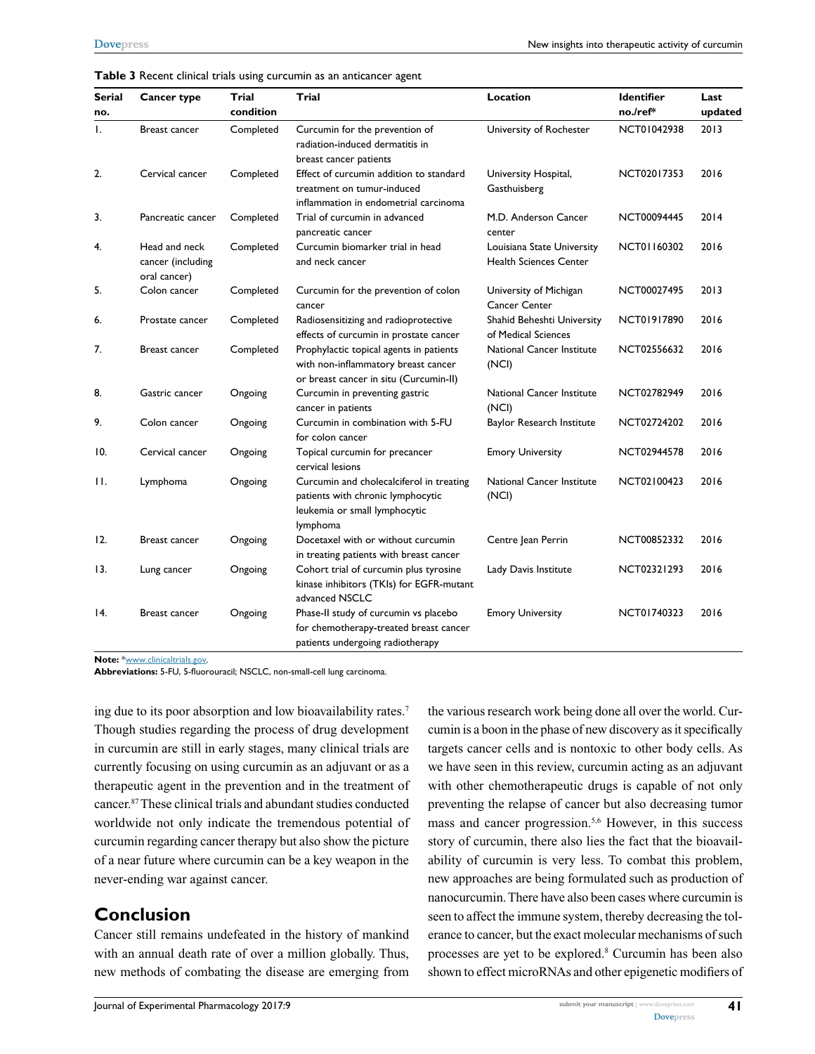**Table 3** Recent clinical trials using curcumin as an anticancer agent

| Serial no. | Cancer type | Trial condition | Trial | Location | Identifier no./ref* | Last updated |
|---|---|---|---|---|---|---|
| 1. | Breast cancer | Completed | Curcumin for the prevention of radiation-induced dermatitis in breast cancer patients | University of Rochester | NCT01042938 | 2013 |
| 2. | Cervical cancer | Completed | Effect of curcumin addition to standard treatment on tumur-induced inflammation in endometrial carcinoma | University Hospital, Gasthuisberg | NCT02017353 | 2016 |
| 3. | Pancreatic cancer | Completed | Trial of curcumin in advanced pancreatic cancer | M.D. Anderson Cancer center | NCT00094445 | 2014 |
| 4. | Head and neck cancer (including oral cancer) | Completed | Curcumin biomarker trial in head and neck cancer | Louisiana State University Health Sciences Center | NCT01160302 | 2016 |
| 5. | Colon cancer | Completed | Curcumin for the prevention of colon cancer | University of Michigan Cancer Center | NCT00027495 | 2013 |
| 6. | Prostate cancer | Completed | Radiosensitizing and radioprotective effects of curcumin in prostate cancer | Shahid Beheshti University of Medical Sciences | NCT01917890 | 2016 |
| 7. | Breast cancer | Completed | Prophylactic topical agents in patients with non-inflammatory breast cancer or breast cancer in situ (Curcumin-II) | National Cancer Institute (NCI) | NCT02556632 | 2016 |
| 8. | Gastric cancer | Ongoing | Curcumin in preventing gastric cancer in patients | National Cancer Institute (NCI) | NCT02782949 | 2016 |
| 9. | Colon cancer | Ongoing | Curcumin in combination with 5-FU for colon cancer | Baylor Research Institute | NCT02724202 | 2016 |
| 10. | Cervical cancer | Ongoing | Topical curcumin for precancer cervical lesions | Emory University | NCT02944578 | 2016 |
| 11. | Lymphoma | Ongoing | Curcumin and cholecalciferol in treating patients with chronic lymphocytic leukemia or small lymphocytic lymphoma | National Cancer Institute (NCI) | NCT02100423 | 2016 |
| 12. | Breast cancer | Ongoing | Docetaxel with or without curcumin in treating patients with breast cancer | Centre Jean Perrin | NCT00852332 | 2016 |
| 13. | Lung cancer | Ongoing | Cohort trial of curcumin plus tyrosine kinase inhibitors (TKIs) for EGFR-mutant advanced NSCLC | Lady Davis Institute | NCT02321293 | 2016 |
| 14. | Breast cancer | Ongoing | Phase-II study of curcumin vs placebo for chemotherapy-treated breast cancer patients undergoing radiotherapy | Emory University | NCT01740323 | 2016 |

**Note:** *www.clinicaltrials.gov.
**Abbreviations:** 5-FU, 5-fluorouracil; NSCLC, non-small-cell lung carcinoma.

ing due to its poor absorption and low bioavailability rates.[7] Though studies regarding the process of drug development in curcumin are still in early stages, many clinical trials are currently focusing on using curcumin as an adjuvant or as a therapeutic agent in the prevention and in the treatment of cancer.[87] These clinical trials and abundant studies conducted worldwide not only indicate the tremendous potential of curcumin regarding cancer therapy but also show the picture of a near future where curcumin can be a key weapon in the never-ending war against cancer.

## Conclusion

Cancer still remains undefeated in the history of mankind with an annual death rate of over a million globally. Thus, new methods of combating the disease are emerging from the various research work being done all over the world. Curcumin is a boon in the phase of new discovery as it specifically targets cancer cells and is nontoxic to other body cells. As we have seen in this review, curcumin acting as an adjuvant with other chemotherapeutic drugs is capable of not only preventing the relapse of cancer but also decreasing tumor mass and cancer progression.[5,6] However, in this success story of curcumin, there also lies the fact that the bioavailability of curcumin is very less. To combat this problem, new approaches are being formulated such as production of nanocurcumin. There have also been cases where curcumin is seen to affect the immune system, thereby decreasing the tolerance to cancer, but the exact molecular mechanisms of such processes are yet to be explored.[8] Curcumin has been also shown to effect microRNAs and other epigenetic modifiers of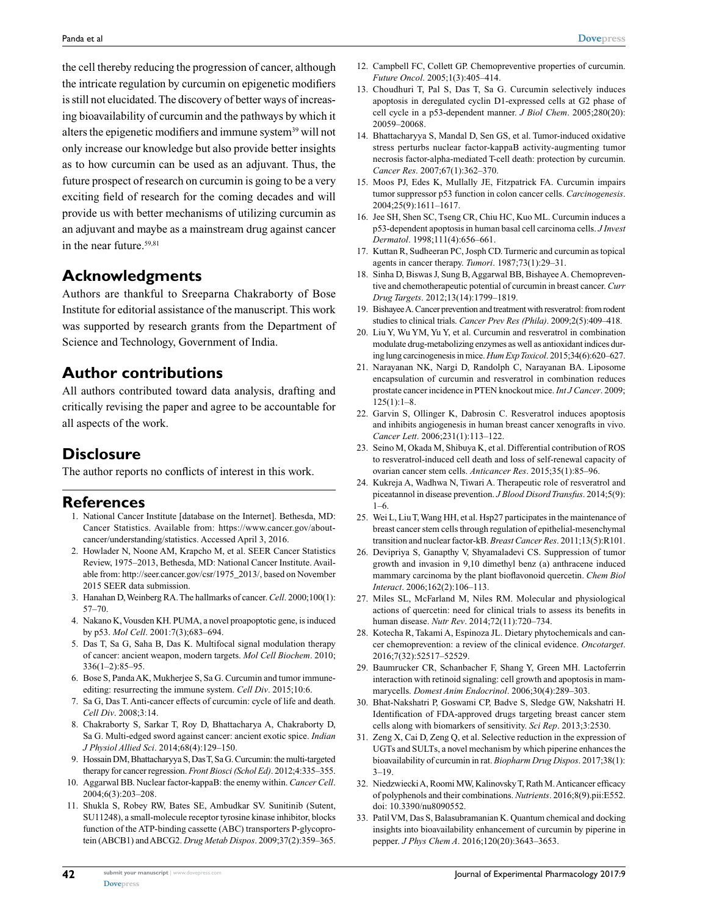the cell thereby reducing the progression of cancer, although the intricate regulation by curcumin on epigenetic modifiers is still not elucidated. The discovery of better ways of increasing bioavailability of curcumin and the pathways by which it alters the epigenetic modifiers and immune system[39] will not only increase our knowledge but also provide better insights as to how curcumin can be used as an adjuvant. Thus, the future prospect of research on curcumin is going to be a very exciting field of research for the coming decades and will provide us with better mechanisms of utilizing curcumin as an adjuvant and maybe as a mainstream drug against cancer in the near future.[59,81]

## Acknowledgments

Authors are thankful to Sreeparna Chakraborty of Bose Institute for editorial assistance of the manuscript. This work was supported by research grants from the Department of Science and Technology, Government of India.

## Author contributions

All authors contributed toward data analysis, drafting and critically revising the paper and agree to be accountable for all aspects of the work.

## Disclosure

The author reports no conflicts of interest in this work.

## References

1. National Cancer Institute [database on the Internet]. Bethesda, MD: Cancer Statistics. Available from: https://www.cancer.gov/about-cancer/understanding/statistics. Accessed April 3, 2016.
2. Howlader N, Noone AM, Krapcho M, et al. SEER Cancer Statistics Review, 1975–2013, Bethesda, MD: National Cancer Institute. Available from: http://seer.cancer.gov/csr/1975_2013/, based on November 2015 SEER data submission.
3. Hanahan D, Weinberg RA. The hallmarks of cancer. *Cell*. 2000;100(1): 57–70.
4. Nakano K, Vousden KH. PUMA, a novel proapoptotic gene, is induced by p53. *Mol Cell*. 2001:7(3);683–694.
5. Das T, Sa G, Saha B, Das K. Multifocal signal modulation therapy of cancer: ancient weapon, modern targets. *Mol Cell Biochem*. 2010; 336(1–2):85–95.
6. Bose S, Panda AK, Mukherjee S, Sa G. Curcumin and tumor immune-editing: resurrecting the immune system. *Cell Div*. 2015;10:6.
7. Sa G, Das T. Anti-cancer effects of curcumin: cycle of life and death. *Cell Div*. 2008;3:14.
8. Chakraborty S, Sarkar T, Roy D, Bhattacharya A, Chakraborty D, Sa G. Multi-edged sword against cancer: ancient exotic spice. *Indian J Physiol Allied Sci*. 2014;68(4):129–150.
9. Hossain DM, Bhattacharyya S, Das T, Sa G. Curcumin: the multi-targeted therapy for cancer regression. *Front Biosci (Schol Ed)*. 2012;4:335–355.
10. Aggarwal BB. Nuclear factor-kappaB: the enemy within. *Cancer Cell*. 2004;6(3):203–208.
11. Shukla S, Robey RW, Bates SE, Ambudkar SV. Sunitinib (Sutent, SU11248), a small-molecule receptor tyrosine kinase inhibitor, blocks function of the ATP-binding cassette (ABC) transporters P-glycoprotein (ABCB1) and ABCG2. *Drug Metab Dispos*. 2009;37(2):359–365.
12. Campbell FC, Collett GP. Chemopreventive properties of curcumin. *Future Oncol*. 2005;1(3):405–414.
13. Choudhuri T, Pal S, Das T, Sa G. Curcumin selectively induces apoptosis in deregulated cyclin D1-expressed cells at G2 phase of cell cycle in a p53-dependent manner. *J Biol Chem*. 2005;280(20): 20059–20068.
14. Bhattacharyya S, Mandal D, Sen GS, et al. Tumor-induced oxidative stress perturbs nuclear factor-kappaB activity-augmenting tumor necrosis factor-alpha-mediated T-cell death: protection by curcumin. *Cancer Res*. 2007;67(1):362–370.
15. Moos PJ, Edes K, Mullally JE, Fitzpatrick FA. Curcumin impairs tumor suppressor p53 function in colon cancer cells. *Carcinogenesis*. 2004;25(9):1611–1617.
16. Jee SH, Shen SC, Tseng CR, Chiu HC, Kuo ML. Curcumin induces a p53-dependent apoptosis in human basal cell carcinoma cells. *J Invest Dermatol*. 1998;111(4):656–661.
17. Kuttan R, Sudheeran PC, Josph CD. Turmeric and curcumin as topical agents in cancer therapy. *Tumori*. 1987;73(1):29–31.
18. Sinha D, Biswas J, Sung B, Aggarwal BB, Bishayee A. Chemopreventive and chemotherapeutic potential of curcumin in breast cancer. *Curr Drug Targets*. 2012;13(14):1799–1819.
19. Bishayee A. Cancer prevention and treatment with resveratrol: from rodent studies to clinical trials. *Cancer Prev Res (Phila)*. 2009;2(5):409–418.
20. Liu Y, Wu YM, Yu Y, et al. Curcumin and resveratrol in combination modulate drug-metabolizing enzymes as well as antioxidant indices during lung carcinogenesis in mice. *Hum Exp Toxicol*. 2015;34(6):620–627.
21. Narayanan NK, Nargi D, Randolph C, Narayanan BA. Liposome encapsulation of curcumin and resveratrol in combination reduces prostate cancer incidence in PTEN knockout mice. *Int J Cancer*. 2009; 125(1):1–8.
22. Garvin S, Ollinger K, Dabrosin C. Resveratrol induces apoptosis and inhibits angiogenesis in human breast cancer xenografts in vivo. *Cancer Lett*. 2006;231(1):113–122.
23. Seino M, Okada M, Shibuya K, et al. Differential contribution of ROS to resveratrol-induced cell death and loss of self-renewal capacity of ovarian cancer stem cells. *Anticancer Res*. 2015;35(1):85–96.
24. Kukreja A, Wadhwa N, Tiwari A. Therapeutic role of resveratrol and piceatannol in disease prevention. *J Blood Disord Transfus*. 2014;5(9): 1–6.
25. Wei L, Liu T, Wang HH, et al. Hsp27 participates in the maintenance of breast cancer stem cells through regulation of epithelial-mesenchymal transition and nuclear factor-kB. *Breast Cancer Res*. 2011;13(5):R101.
26. Devipriya S, Ganapthy V, Shyamaladevi CS. Suppression of tumor growth and invasion in 9,10 dimethyl benz (a) anthracene induced mammary carcinoma by the plant bioflavonoid quercetin. *Chem Biol Interact*. 2006;162(2):106–113.
27. Miles SL, McFarland M, Niles RM. Molecular and physiological actions of quercetin: need for clinical trials to assess its benefits in human disease. *Nutr Rev*. 2014;72(11):720–734.
28. Kotecha R, Takami A, Espinoza JL. Dietary phytochemicals and cancer chemoprevention: a review of the clinical evidence. *Oncotarget*. 2016;7(32):52517–52529.
29. Baumrucker CR, Schanbacher F, Shang Y, Green MH. Lactoferrin interaction with retinoid signaling: cell growth and apoptosis in mammary cells. *Domest Anim Endocrinol*. 2006;30(4):289–303.
30. Bhat-Nakshatri P, Goswami CP, Badve S, Sledge GW, Nakshatri H. Identification of FDA-approved drugs targeting breast cancer stem cells along with biomarkers of sensitivity. *Sci Rep*. 2013;3:2530.
31. Zeng X, Cai D, Zeng Q, et al. Selective reduction in the expression of UGTs and SULTs, a novel mechanism by which piperine enhances the bioavailability of curcumin in rat. *Biopharm Drug Dispos*. 2017;38(1): 3–19.
32. Niedzwiecki A, Roomi MW, Kalinovsky T, Rath M. Anticancer efficacy of polyphenols and their combinations. *Nutrients*. 2016;8(9).pii:E552. doi: 10.3390/nu8090552.
33. Patil VM, Das S, Balasubramanian K. Quantum chemical and docking insights into bioavailability enhancement of curcumin by piperine in pepper. *J Phys Chem A*. 2016;120(20):3643–3653.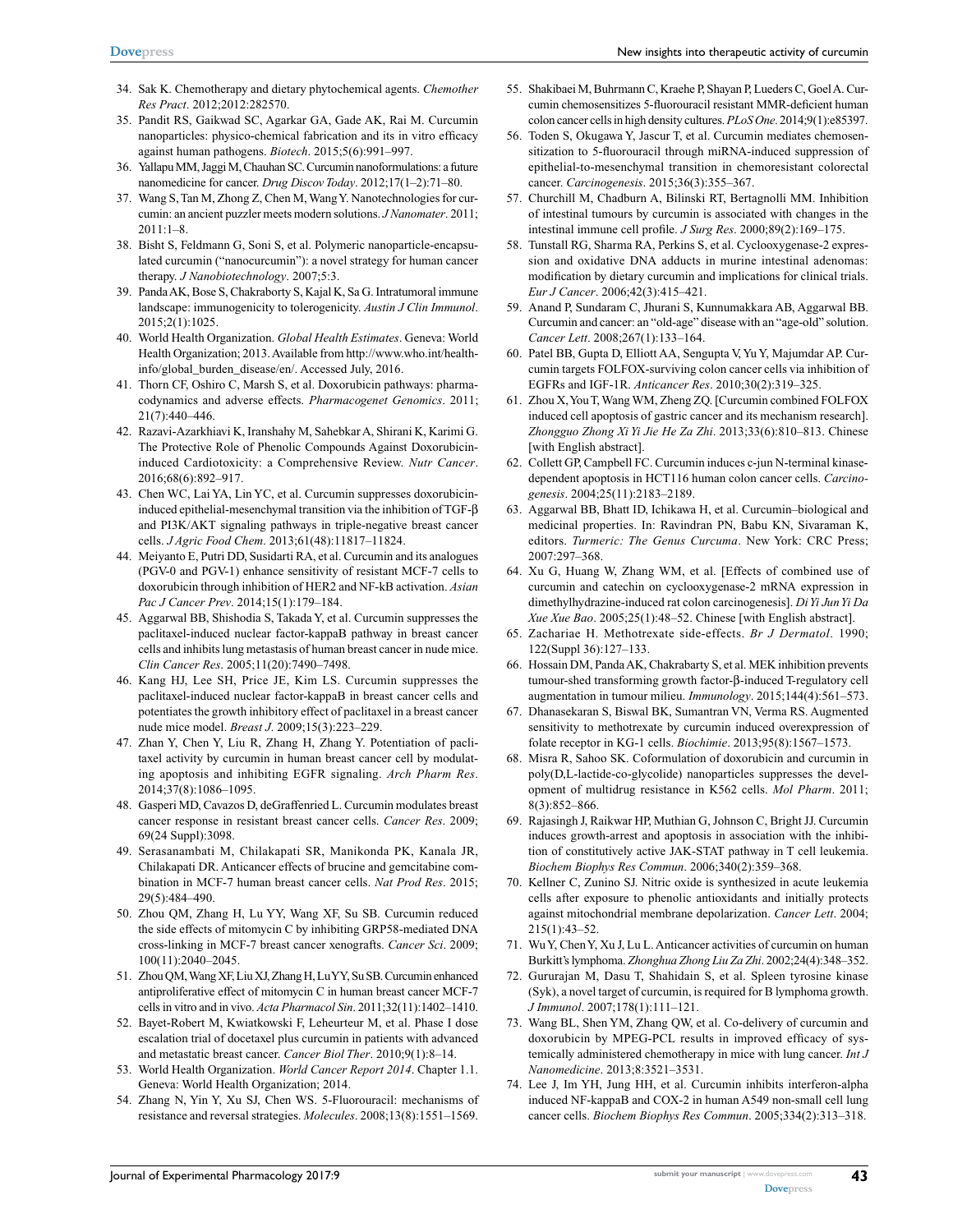34. Sak K. Chemotherapy and dietary phytochemical agents. *Chemother Res Pract*. 2012;2012:282570.
35. Pandit RS, Gaikwad SC, Agarkar GA, Gade AK, Rai M. Curcumin nanoparticles: physico-chemical fabrication and its in vitro efficacy against human pathogens. *Biotech*. 2015;5(6):991–997.
36. Yallapu MM, Jaggi M, Chauhan SC. Curcumin nanoformulations: a future nanomedicine for cancer. *Drug Discov Today*. 2012;17(1–2):71–80.
37. Wang S, Tan M, Zhong Z, Chen M, Wang Y. Nanotechnologies for curcumin: an ancient puzzler meets modern solutions. *J Nanomater*. 2011; 2011:1–8.
38. Bisht S, Feldmann G, Soni S, et al. Polymeric nanoparticle-encapsulated curcumin ("nanocurcumin"): a novel strategy for human cancer therapy. *J Nanobiotechnology*. 2007;5:3.
39. Panda AK, Bose S, Chakraborty S, Kajal K, Sa G. Intratumoral immune landscape: immunogenicity to tolerogenicity. *Austin J Clin Immunol*. 2015;2(1):1025.
40. World Health Organization. *Global Health Estimates*. Geneva: World Health Organization; 2013. Available from http://www.who.int/healthinfo/global_burden_disease/en/. Accessed July, 2016.
41. Thorn CF, Oshiro C, Marsh S, et al. Doxorubicin pathways: pharmacodynamics and adverse effects. *Pharmacogenet Genomics*. 2011; 21(7):440–446.
42. Razavi-Azarkhiavi K, Iranshahy M, Sahebkar A, Shirani K, Karimi G. The Protective Role of Phenolic Compounds Against Doxorubicin-induced Cardiotoxicity: a Comprehensive Review. *Nutr Cancer*. 2016;68(6):892–917.
43. Chen WC, Lai YA, Lin YC, et al. Curcumin suppresses doxorubicin-induced epithelial-mesenchymal transition via the inhibition of TGF-β and PI3K/AKT signaling pathways in triple-negative breast cancer cells. *J Agric Food Chem*. 2013;61(48):11817–11824.
44. Meiyanto E, Putri DD, Susidarti RA, et al. Curcumin and its analogues (PGV-0 and PGV-1) enhance sensitivity of resistant MCF-7 cells to doxorubicin through inhibition of HER2 and NF-kB activation. *Asian Pac J Cancer Prev*. 2014;15(1):179–184.
45. Aggarwal BB, Shishodia S, Takada Y, et al. Curcumin suppresses the paclitaxel-induced nuclear factor-kappaB pathway in breast cancer cells and inhibits lung metastasis of human breast cancer in nude mice. *Clin Cancer Res*. 2005;11(20):7490–7498.
46. Kang HJ, Lee SH, Price JE, Kim LS. Curcumin suppresses the paclitaxel-induced nuclear factor-kappaB in breast cancer cells and potentiates the growth inhibitory effect of paclitaxel in a breast cancer nude mice model. *Breast J*. 2009;15(3):223–229.
47. Zhan Y, Chen Y, Liu R, Zhang H, Zhang Y. Potentiation of paclitaxel activity by curcumin in human breast cancer cell by modulating apoptosis and inhibiting EGFR signaling. *Arch Pharm Res*. 2014;37(8):1086–1095.
48. Gasperi MD, Cavazos D, deGraffenried L. Curcumin modulates breast cancer response in resistant breast cancer cells. *Cancer Res*. 2009; 69(24 Suppl):3098.
49. Serasanambati M, Chilakapati SR, Manikonda PK, Kanala JR, Chilakapati DR. Anticancer effects of brucine and gemcitabine combination in MCF-7 human breast cancer cells. *Nat Prod Res*. 2015; 29(5):484–490.
50. Zhou QM, Zhang H, Lu YY, Wang XF, Su SB. Curcumin reduced the side effects of mitomycin C by inhibiting GRP58-mediated DNA cross-linking in MCF-7 breast cancer xenografts. *Cancer Sci*. 2009; 100(11):2040–2045.
51. Zhou QM, Wang XF, Liu XJ, Zhang H, Lu YY, Su SB. Curcumin enhanced antiproliferative effect of mitomycin C in human breast cancer MCF-7 cells in vitro and in vivo. *Acta Pharmacol Sin*. 2011;32(11):1402–1410.
52. Bayet-Robert M, Kwiatkowski F, Leheurteur M, et al. Phase I dose escalation trial of docetaxel plus curcumin in patients with advanced and metastatic breast cancer. *Cancer Biol Ther*. 2010;9(1):8–14.
53. World Health Organization. *World Cancer Report 2014*. Chapter 1.1. Geneva: World Health Organization; 2014.
54. Zhang N, Yin Y, Xu SJ, Chen WS. 5-Fluorouracil: mechanisms of resistance and reversal strategies. *Molecules*. 2008;13(8):1551–1569.
55. Shakibaei M, Buhrmann C, Kraehe P, Shayan P, Lueders C, Goel A. Curcumin chemosensitizes 5-fluorouracil resistant MMR-deficient human colon cancer cells in high density cultures. *PLoS One*. 2014;9(1):e85397.
56. Toden S, Okugawa Y, Jascur T, et al. Curcumin mediates chemosensitization to 5-fluorouracil through miRNA-induced suppression of epithelial-to-mesenchymal transition in chemoresistant colorectal cancer. *Carcinogenesis*. 2015;36(3):355–367.
57. Churchill M, Chadburn A, Bilinski RT, Bertagnolli MM. Inhibition of intestinal tumours by curcumin is associated with changes in the intestinal immune cell profile. *J Surg Res*. 2000;89(2):169–175.
58. Tunstall RG, Sharma RA, Perkins S, et al. Cyclooxygenase-2 expression and oxidative DNA adducts in murine intestinal adenomas: modification by dietary curcumin and implications for clinical trials. *Eur J Cancer*. 2006;42(3):415–421.
59. Anand P, Sundaram C, Jhurani S, Kunnumakkara AB, Aggarwal BB. Curcumin and cancer: an "old-age" disease with an "age-old" solution. *Cancer Lett*. 2008;267(1):133–164.
60. Patel BB, Gupta D, Elliott AA, Sengupta V, Yu Y, Majumdar AP. Curcumin targets FOLFOX-surviving colon cancer cells via inhibition of EGFRs and IGF-1R. *Anticancer Res*. 2010;30(2):319–325.
61. Zhou X, You T, Wang WM, Zheng ZQ. [Curcumin combined FOLFOX induced cell apoptosis of gastric cancer and its mechanism research]. *Zhongguo Zhong Xi Yi Jie He Za Zhi*. 2013;33(6):810–813. Chinese [with English abstract].
62. Collett GP, Campbell FC. Curcumin induces c-jun N-terminal kinase-dependent apoptosis in HCT116 human colon cancer cells. *Carcinogenesis*. 2004;25(11):2183–2189.
63. Aggarwal BB, Bhatt ID, Ichikawa H, et al. Curcumin–biological and medicinal properties. In: Ravindran PN, Babu KN, Sivaraman K, editors. *Turmeric: The Genus Curcuma*. New York: CRC Press; 2007:297–368.
64. Xu G, Huang W, Zhang WM, et al. [Effects of combined use of curcumin and catechin on cyclooxygenase-2 mRNA expression in dimethylhydrazine-induced rat colon carcinogenesis]. *Di Yi Jun Yi Da Xue Xue Bao*. 2005;25(1):48–52. Chinese [with English abstract].
65. Zachariae H. Methotrexate side-effects. *Br J Dermatol*. 1990; 122(Suppl 36):127–133.
66. Hossain DM, Panda AK, Chakrabarty S, et al. MEK inhibition prevents tumour-shed transforming growth factor-β-induced T-regulatory cell augmentation in tumour milieu. *Immunology*. 2015;144(4):561–573.
67. Dhanasekaran S, Biswal BK, Sumantran VN, Verma RS. Augmented sensitivity to methotrexate by curcumin induced overexpression of folate receptor in KG-1 cells. *Biochimie*. 2013;95(8):1567–1573.
68. Misra R, Sahoo SK. Coformulation of doxorubicin and curcumin in poly(D,L-lactide-co-glycolide) nanoparticles suppresses the development of multidrug resistance in K562 cells. *Mol Pharm*. 2011; 8(3):852–866.
69. Rajasingh J, Raikwar HP, Muthian G, Johnson C, Bright JJ. Curcumin induces growth-arrest and apoptosis in association with the inhibition of constitutively active JAK-STAT pathway in T cell leukemia. *Biochem Biophys Res Commun*. 2006;340(2):359–368.
70. Kellner C, Zunino SJ. Nitric oxide is synthesized in acute leukemia cells after exposure to phenolic antioxidants and initially protects against mitochondrial membrane depolarization. *Cancer Lett*. 2004; 215(1):43–52.
71. Wu Y, Chen Y, Xu J, Lu L. Anticancer activities of curcumin on human Burkitt's lymphoma. *Zhonghua Zhong Liu Za Zhi*. 2002;24(4):348–352.
72. Gururajan M, Dasu T, Shahidain S, et al. Spleen tyrosine kinase (Syk), a novel target of curcumin, is required for B lymphoma growth. *J Immunol*. 2007;178(1):111–121.
73. Wang BL, Shen YM, Zhang QW, et al. Co-delivery of curcumin and doxorubicin by MPEG-PCL results in improved efficacy of systemically administered chemotherapy in mice with lung cancer. *Int J Nanomedicine*. 2013;8:3521–3531.
74. Lee J, Im YH, Jung HH, et al. Curcumin inhibits interferon-alpha induced NF-kappaB and COX-2 in human A549 non-small cell lung cancer cells. *Biochem Biophys Res Commun*. 2005;334(2):313–318.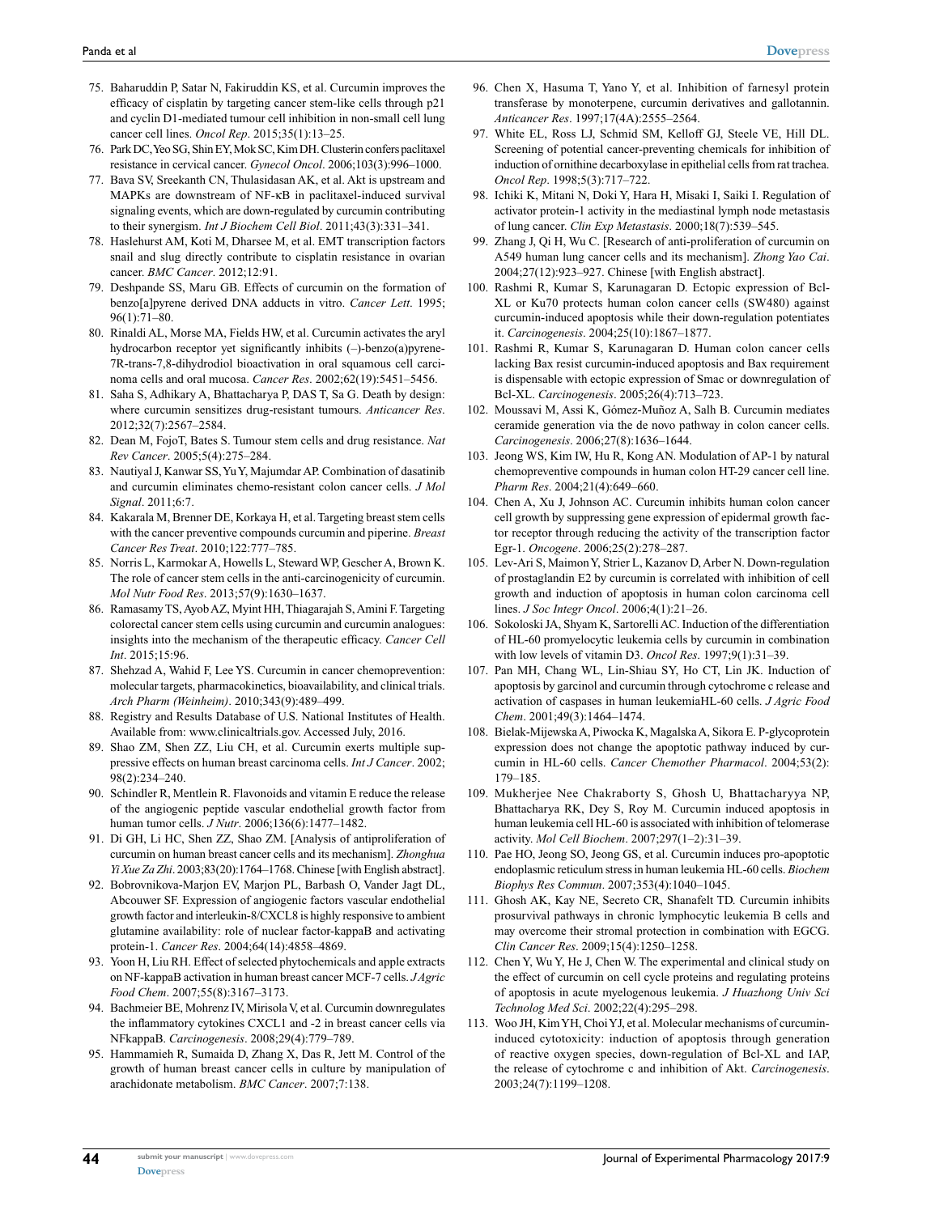75. Baharuddin P, Satar N, Fakiruddin KS, et al. Curcumin improves the efficacy of cisplatin by targeting cancer stem-like cells through p21 and cyclin D1-mediated tumour cell inhibition in non-small cell lung cancer cell lines. *Oncol Rep*. 2015;35(1):13–25.
76. Park DC, Yeo SG, Shin EY, Mok SC, Kim DH. Clusterin confers paclitaxel resistance in cervical cancer. *Gynecol Oncol*. 2006;103(3):996–1000.
77. Bava SV, Sreekanth CN, Thulasidasan AK, et al. Akt is upstream and MAPKs are downstream of NF-κB in paclitaxel-induced survival signaling events, which are down-regulated by curcumin contributing to their synergism. *Int J Biochem Cell Biol*. 2011;43(3):331–341.
78. Haslehurst AM, Koti M, Dharsee M, et al. EMT transcription factors snail and slug directly contribute to cisplatin resistance in ovarian cancer. *BMC Cancer*. 2012;12:91.
79. Deshpande SS, Maru GB. Effects of curcumin on the formation of benzo[a]pyrene derived DNA adducts in vitro. *Cancer Lett*. 1995; 96(1):71–80.
80. Rinaldi AL, Morse MA, Fields HW, et al. Curcumin activates the aryl hydrocarbon receptor yet significantly inhibits (–)-benzo(a)pyrene-7R-trans-7,8-dihydrodiol bioactivation in oral squamous cell carcinoma cells and oral mucosa. *Cancer Res*. 2002;62(19):5451–5456.
81. Saha S, Adhikary A, Bhattacharya P, DAS T, Sa G. Death by design: where curcumin sensitizes drug-resistant tumours. *Anticancer Res*. 2012;32(7):2567–2584.
82. Dean M, FojoT, Bates S. Tumour stem cells and drug resistance. *Nat Rev Cancer*. 2005;5(4):275–284.
83. Nautiyal J, Kanwar SS, Yu Y, Majumdar AP. Combination of dasatinib and curcumin eliminates chemo-resistant colon cancer cells. *J Mol Signal*. 2011;6:7.
84. Kakarala M, Brenner DE, Korkaya H, et al. Targeting breast stem cells with the cancer preventive compounds curcumin and piperine. *Breast Cancer Res Treat*. 2010;122:777–785.
85. Norris L, Karmokar A, Howells L, Steward WP, Gescher A, Brown K. The role of cancer stem cells in the anti-carcinogenicity of curcumin. *Mol Nutr Food Res*. 2013;57(9):1630–1637.
86. Ramasamy TS, Ayob AZ, Myint HH, Thiagarajah S, Amini F. Targeting colorectal cancer stem cells using curcumin and curcumin analogues: insights into the mechanism of the therapeutic efficacy. *Cancer Cell Int*. 2015;15:96.
87. Shehzad A, Wahid F, Lee YS. Curcumin in cancer chemoprevention: molecular targets, pharmacokinetics, bioavailability, and clinical trials. *Arch Pharm (Weinheim)*. 2010;343(9):489–499.
88. Registry and Results Database of U.S. National Institutes of Health. Available from: www.clinicaltrials.gov. Accessed July, 2016.
89. Shao ZM, Shen ZZ, Liu CH, et al. Curcumin exerts multiple suppressive effects on human breast carcinoma cells. *Int J Cancer*. 2002; 98(2):234–240.
90. Schindler R, Mentlein R. Flavonoids and vitamin E reduce the release of the angiogenic peptide vascular endothelial growth factor from human tumor cells. *J Nutr*. 2006;136(6):1477–1482.
91. Di GH, Li HC, Shen ZZ, Shao ZM. [Analysis of antiproliferation of curcumin on human breast cancer cells and its mechanism]. *Zhonghua Yi Xue Za Zhi*. 2003;83(20):1764–1768. Chinese [with English abstract].
92. Bobrovnikova-Marjon EV, Marjon PL, Barbash O, Vander Jagt DL, Abcouwer SF. Expression of angiogenic factors vascular endothelial growth factor and interleukin-8/CXCL8 is highly responsive to ambient glutamine availability: role of nuclear factor-kappaB and activating protein-1. *Cancer Res*. 2004;64(14):4858–4869.
93. Yoon H, Liu RH. Effect of selected phytochemicals and apple extracts on NF-kappaB activation in human breast cancer MCF-7 cells. *J Agric Food Chem*. 2007;55(8):3167–3173.
94. Bachmeier BE, Mohrenz IV, Mirisola V, et al. Curcumin downregulates the inflammatory cytokines CXCL1 and -2 in breast cancer cells via NFkappaB. *Carcinogenesis*. 2008;29(4):779–789.
95. Hammamieh R, Sumaida D, Zhang X, Das R, Jett M. Control of the growth of human breast cancer cells in culture by manipulation of arachidonate metabolism. *BMC Cancer*. 2007;7:138.
96. Chen X, Hasuma T, Yano Y, et al. Inhibition of farnesyl protein transferase by monoterpene, curcumin derivatives and gallotannin. *Anticancer Res*. 1997;17(4A):2555–2564.
97. White EL, Ross LJ, Schmid SM, Kelloff GJ, Steele VE, Hill DL. Screening of potential cancer-preventing chemicals for inhibition of induction of ornithine decarboxylase in epithelial cells from rat trachea. *Oncol Rep*. 1998;5(3):717–722.
98. Ichiki K, Mitani N, Doki Y, Hara H, Misaki I, Saiki I. Regulation of activator protein-1 activity in the mediastinal lymph node metastasis of lung cancer. *Clin Exp Metastasis*. 2000;18(7):539–545.
99. Zhang J, Qi H, Wu C. [Research of anti-proliferation of curcumin on A549 human lung cancer cells and its mechanism]. *Zhong Yao Cai*. 2004;27(12):923–927. Chinese [with English abstract].
100. Rashmi R, Kumar S, Karunagaran D. Ectopic expression of Bcl-XL or Ku70 protects human colon cancer cells (SW480) against curcumin-induced apoptosis while their down-regulation potentiates it. *Carcinogenesis*. 2004;25(10):1867–1877.
101. Rashmi R, Kumar S, Karunagaran D. Human colon cancer cells lacking Bax resist curcumin-induced apoptosis and Bax requirement is dispensable with ectopic expression of Smac or downregulation of Bcl-XL. *Carcinogenesis*. 2005;26(4):713–723.
102. Moussavi M, Assi K, Gómez-Muñoz A, Salh B. Curcumin mediates ceramide generation via the de novo pathway in colon cancer cells. *Carcinogenesis*. 2006;27(8):1636–1644.
103. Jeong WS, Kim IW, Hu R, Kong AN. Modulation of AP-1 by natural chemopreventive compounds in human colon HT-29 cancer cell line. *Pharm Res*. 2004;21(4):649–660.
104. Chen A, Xu J, Johnson AC. Curcumin inhibits human colon cancer cell growth by suppressing gene expression of epidermal growth factor receptor through reducing the activity of the transcription factor Egr-1. *Oncogene*. 2006;25(2):278–287.
105. Lev-Ari S, Maimon Y, Strier L, Kazanov D, Arber N. Down-regulation of prostaglandin E2 by curcumin is correlated with inhibition of cell growth and induction of apoptosis in human colon carcinoma cell lines. *J Soc Integr Oncol*. 2006;4(1):21–26.
106. Sokoloski JA, Shyam K, Sartorelli AC. Induction of the differentiation of HL-60 promyelocytic leukemia cells by curcumin in combination with low levels of vitamin D3. *Oncol Res*. 1997;9(1):31–39.
107. Pan MH, Chang WL, Lin-Shiau SY, Ho CT, Lin JK. Induction of apoptosis by garcinol and curcumin through cytochrome c release and activation of caspases in human leukemiaHL-60 cells. *J Agric Food Chem*. 2001;49(3):1464–1474.
108. Bielak-Mijewska A, Piwocka K, Magalska A, Sikora E. P-glycoprotein expression does not change the apoptotic pathway induced by curcumin in HL-60 cells. *Cancer Chemother Pharmacol*. 2004;53(2): 179–185.
109. Mukherjee Nee Chakraborty S, Ghosh U, Bhattacharyya NP, Bhattacharya RK, Dey S, Roy M. Curcumin induced apoptosis in human leukemia cell HL-60 is associated with inhibition of telomerase activity. *Mol Cell Biochem*. 2007;297(1–2):31–39.
110. Pae HO, Jeong SO, Jeong GS, et al. Curcumin induces pro-apoptotic endoplasmic reticulum stress in human leukemia HL-60 cells. *Biochem Biophys Res Commun*. 2007;353(4):1040–1045.
111. Ghosh AK, Kay NE, Secreto CR, Shanafelt TD. Curcumin inhibits prosurvival pathways in chronic lymphocytic leukemia B cells and may overcome their stromal protection in combination with EGCG. *Clin Cancer Res*. 2009;15(4):1250–1258.
112. Chen Y, Wu Y, He J, Chen W. The experimental and clinical study on the effect of curcumin on cell cycle proteins and regulating proteins of apoptosis in acute myelogenous leukemia. *J Huazhong Univ Sci Technolog Med Sci*. 2002;22(4):295–298.
113. Woo JH, Kim YH, Choi YJ, et al. Molecular mechanisms of curcumin-induced cytotoxicity: induction of apoptosis through generation of reactive oxygen species, down-regulation of Bcl-XL and IAP, the release of cytochrome c and inhibition of Akt. *Carcinogenesis*. 2003;24(7):1199–1208.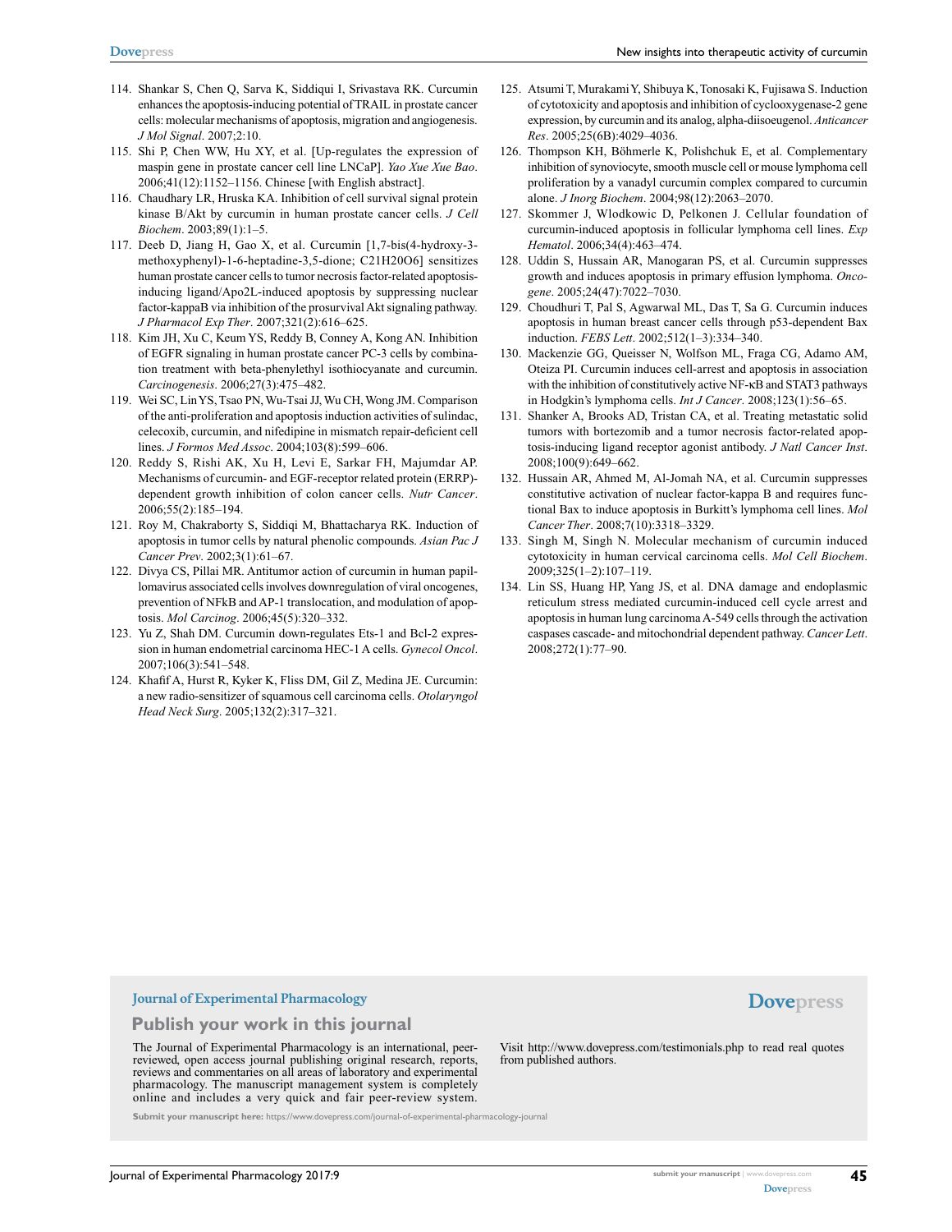114. Shankar S, Chen Q, Sarva K, Siddiqui I, Srivastava RK. Curcumin enhances the apoptosis-inducing potential of TRAIL in prostate cancer cells: molecular mechanisms of apoptosis, migration and angiogenesis. *J Mol Signal*. 2007;2:10.
115. Shi P, Chen WW, Hu XY, et al. [Up-regulates the expression of maspin gene in prostate cancer cell line LNCaP]. *Yao Xue Xue Bao*. 2006;41(12):1152–1156. Chinese [with English abstract].
116. Chaudhary LR, Hruska KA. Inhibition of cell survival signal protein kinase B/Akt by curcumin in human prostate cancer cells. *J Cell Biochem*. 2003;89(1):1–5.
117. Deeb D, Jiang H, Gao X, et al. Curcumin [1,7-bis(4-hydroxy-3-methoxyphenyl)-1-6-heptadine-3,5-dione; C21H20O6] sensitizes human prostate cancer cells to tumor necrosis factor-related apoptosis-inducing ligand/Apo2L-induced apoptosis by suppressing nuclear factor-kappaB via inhibition of the prosurvival Akt signaling pathway. *J Pharmacol Exp Ther*. 2007;321(2):616–625.
118. Kim JH, Xu C, Keum YS, Reddy B, Conney A, Kong AN. Inhibition of EGFR signaling in human prostate cancer PC-3 cells by combination treatment with beta-phenylethyl isothiocyanate and curcumin. *Carcinogenesis*. 2006;27(3):475–482.
119. Wei SC, Lin YS, Tsao PN, Wu-Tsai JJ, Wu CH, Wong JM. Comparison of the anti-proliferation and apoptosis induction activities of sulindac, celecoxib, curcumin, and nifedipine in mismatch repair-deficient cell lines. *J Formos Med Assoc*. 2004;103(8):599–606.
120. Reddy S, Rishi AK, Xu H, Levi E, Sarkar FH, Majumdar AP. Mechanisms of curcumin- and EGF-receptor related protein (ERRP)-dependent growth inhibition of colon cancer cells. *Nutr Cancer*. 2006;55(2):185–194.
121. Roy M, Chakraborty S, Siddiqi M, Bhattacharya RK. Induction of apoptosis in tumor cells by natural phenolic compounds. *Asian Pac J Cancer Prev*. 2002;3(1):61–67.
122. Divya CS, Pillai MR. Antitumor action of curcumin in human papillomavirus associated cells involves downregulation of viral oncogenes, prevention of NFkB and AP-1 translocation, and modulation of apoptosis. *Mol Carcinog*. 2006;45(5):320–332.
123. Yu Z, Shah DM. Curcumin down-regulates Ets-1 and Bcl-2 expression in human endometrial carcinoma HEC-1 A cells. *Gynecol Oncol*. 2007;106(3):541–548.
124. Khafif A, Hurst R, Kyker K, Fliss DM, Gil Z, Medina JE. Curcumin: a new radio-sensitizer of squamous cell carcinoma cells. *Otolaryngol Head Neck Surg*. 2005;132(2):317–321.
125. Atsumi T, Murakami Y, Shibuya K, Tonosaki K, Fujisawa S. Induction of cytotoxicity and apoptosis and inhibition of cyclooxygenase-2 gene expression, by curcumin and its analog, alpha-diisoeugenol. *Anticancer Res*. 2005;25(6B):4029–4036.
126. Thompson KH, Böhmerle K, Polishchuk E, et al. Complementary inhibition of synoviocyte, smooth muscle cell or mouse lymphoma cell proliferation by a vanadyl curcumin complex compared to curcumin alone. *J Inorg Biochem*. 2004;98(12):2063–2070.
127. Skommer J, Wlodkowic D, Pelkonen J. Cellular foundation of curcumin-induced apoptosis in follicular lymphoma cell lines. *Exp Hematol*. 2006;34(4):463–474.
128. Uddin S, Hussain AR, Manogaran PS, et al. Curcumin suppresses growth and induces apoptosis in primary effusion lymphoma. *Oncogene*. 2005;24(47):7022–7030.
129. Choudhuri T, Pal S, Agwarwal ML, Das T, Sa G. Curcumin induces apoptosis in human breast cancer cells through p53-dependent Bax induction. *FEBS Lett*. 2002;512(1–3):334–340.
130. Mackenzie GG, Queisser N, Wolfson ML, Fraga CG, Adamo AM, Oteiza PI. Curcumin induces cell-arrest and apoptosis in association with the inhibition of constitutively active NF-κB and STAT3 pathways in Hodgkin's lymphoma cells. *Int J Cancer*. 2008;123(1):56–65.
131. Shanker A, Brooks AD, Tristan CA, et al. Treating metastatic solid tumors with bortezomib and a tumor necrosis factor-related apoptosis-inducing ligand receptor agonist antibody. *J Natl Cancer Inst*. 2008;100(9):649–662.
132. Hussain AR, Ahmed M, Al-Jomah NA, et al. Curcumin suppresses constitutive activation of nuclear factor-kappa B and requires functional Bax to induce apoptosis in Burkitt's lymphoma cell lines. *Mol Cancer Ther*. 2008;7(10):3318–3329.
133. Singh M, Singh N. Molecular mechanism of curcumin induced cytotoxicity in human cervical carcinoma cells. *Mol Cell Biochem*. 2009;325(1–2):107–119.
134. Lin SS, Huang HP, Yang JS, et al. DNA damage and endoplasmic reticulum stress mediated curcumin-induced cell cycle arrest and apoptosis in human lung carcinoma A-549 cells through the activation caspases cascade- and mitochondrial dependent pathway. *Cancer Lett*. 2008;272(1):77–90.

**Journal of Experimental Pharmacology**

## Publish your work in this journal

The Journal of Experimental Pharmacology is an international, peer-reviewed, open access journal publishing original research, reports, reviews and commentaries on all areas of laboratory and experimental pharmacology. The manuscript management system is completely online and includes a very quick and fair peer-review system.

Visit http://www.dovepress.com/testimonials.php to read real quotes from published authors.

**Submit your manuscript here:** https://www.dovepress.com/journal-of-experimental-pharmacology-journal